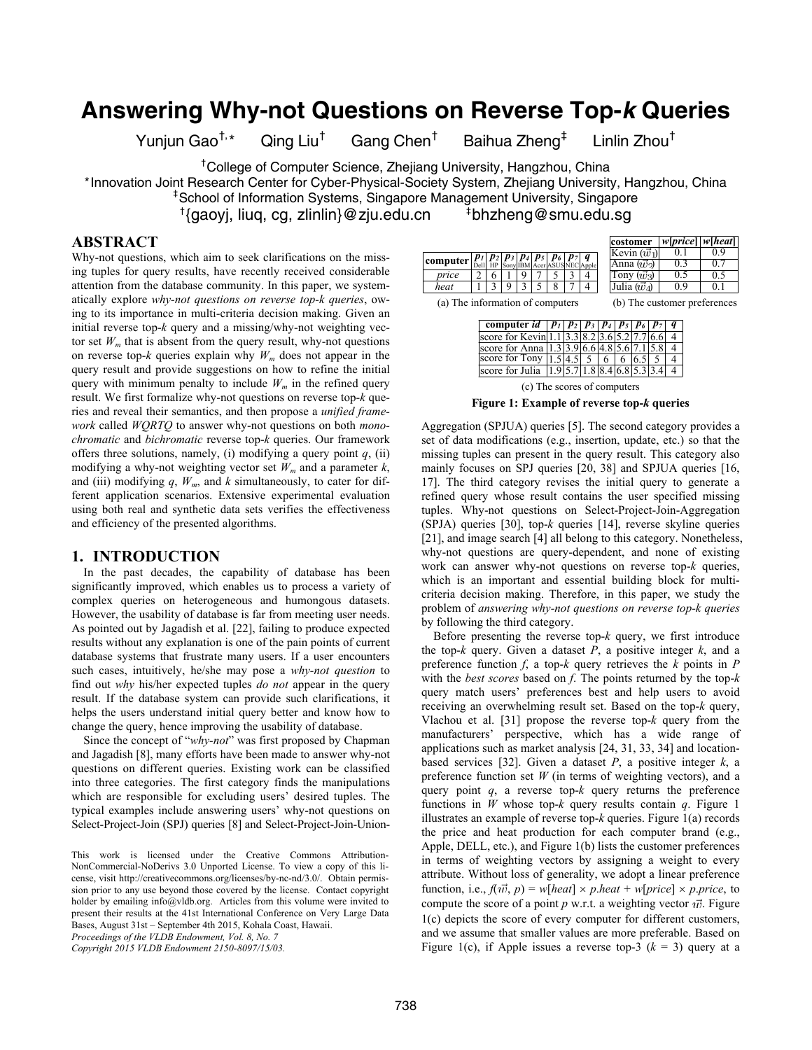# Answering Why-not Questions on Reverse Top-*k* Queries

Yunjun Gao[†,⋆] Qing Liu[†] Gang Chen[†] Baihua Zheng[‡] Linlin Zhou[†]

[†]College of Computer Science, Zhejiang University, Hangzhou, China
[⋆]Innovation Joint Research Center for Cyber-Physical-Society System, Zhejiang University, Hangzhou, China
[‡]School of Information Systems, Singapore Management University, Singapore
[†]{gaoyj, liuq, cg, zlinlin}@zju.edu.cn [‡]bhzheng@smu.edu.sg

## ABSTRACT

Why-not questions, which aim to seek clarifications on the missing tuples for query results, have recently received considerable attention from the database community. In this paper, we systematically explore *why-not questions on reverse top-k queries*, owing to its importance in multi-criteria decision making. Given an initial reverse top-*k* query and a missing/why-not weighting vector set $W_m$ that is absent from the query result, why-not questions on reverse top-*k* queries explain why $W_m$ does not appear in the query result and provide suggestions on how to refine the initial query with minimum penalty to include $W_m$ in the refined query result. We first formalize why-not questions on reverse top-*k* queries and reveal their semantics, and then propose a *unified framework* called *WQRTQ* to answer why-not questions on both *monochromatic* and *bichromatic* reverse top-*k* queries. Our framework offers three solutions, namely, (i) modifying a query point *q*, (ii) modifying a why-not weighting vector set $W_m$ and a parameter *k*, and (iii) modifying *q*, $W_m$, and *k* simultaneously, to cater for different application scenarios. Extensive experimental evaluation using both real and synthetic data sets verifies the effectiveness and efficiency of the presented algorithms.

## 1. INTRODUCTION

In the past decades, the capability of database has been significantly improved, which enables us to process a variety of complex queries on heterogeneous and humongous datasets. However, the usability of database is far from meeting user needs. As pointed out by Jagadish et al. [22], failing to produce expected results without any explanation is one of the pain points of current database systems that frustrate many users. If a user encounters such cases, intuitively, he/she may pose a *why-not question* to find out *why* his/her expected tuples *do not* appear in the query result. If the database system can provide such clarifications, it helps the users understand initial query better and know how to change the query, hence improving the usability of database.

Since the concept of "*why-not*" was first proposed by Chapman and Jagadish [8], many efforts have been made to answer why-not questions on different queries. Existing work can be classified into three categories. The first category finds the manipulations which are responsible for excluding users' desired tuples. The typical examples include answering users' why-not questions on Select-Project-Join (SPJ) queries [8] and Select-Project-Join-Union-Aggregation (SPJUA) queries [5]. The second category provides a set of data modifications (e.g., insertion, update, etc.) so that the missing tuples can present in the query result. This category also mainly focuses on SPJ queries [20, 38] and SPJUA queries [16, 17]. The third category revises the initial query to generate a refined query whose result contains the user specified missing tuples. Why-not questions on Select-Project-Join-Aggregation (SPJA) queries [30], top-*k* queries [14], reverse skyline queries [21], and image search [4] all belong to this category. Nonetheless, why-not questions are query-dependent, and none of existing work can answer why-not questions on reverse top-*k* queries, which is an important and essential building block for multi-criteria decision making. Therefore, in this paper, we study the problem of *answering why-not questions on reverse top-k queries* by following the third category.

| computer | $p_1$ Dell | $p_2$ HP | $p_3$ Sony | $p_4$ IBM | $p_5$ Acer | $p_6$ ASUS | $p_7$ NEC | $q$ Apple |
|---|---|---|---|---|---|---|---|---|
| *price* | 2 | 6 | 1 | 9 | 7 | 5 | 3 | 4 |
| *heat* | 1 | 3 | 9 | 3 | 5 | 8 | 7 | 4 |

(a) The information of computers

| costomer | *w*[*price*] | *w*[*heat*] |
|---|---|---|
| Kevin ($\vec{w}_1$) | 0.1 | 0.9 |
| Anna ($\vec{w}_2$) | 0.3 | 0.7 |
| Tony ($\vec{w}_3$) | 0.5 | 0.5 |
| Julia ($\vec{w}_4$) | 0.9 | 0.1 |

(b) The customer preferences

| computer *id* | $p_1$ | $p_2$ | $p_3$ | $p_4$ | $p_5$ | $p_6$ | $p_7$ | $q$ |
|---|---|---|---|---|---|---|---|---|
| score for Kevin | 1.1 | 3.3 | 8.2 | 3.6 | 5.2 | 7.7 | 6.6 | 4 |
| score for Anna | 1.3 | 3.9 | 6.6 | 4.8 | 5.6 | 7.1 | 5.8 | 4 |
| score for Tony | 1.5 | 4.5 | 5 | 6 | 6 | 6.5 | 5 | 4 |
| score for Julia | 1.9 | 5.7 | 1.8 | 8.4 | 6.8 | 5.3 | 3.4 | 4 |

(c) The scores of computers

**Figure 1: Example of reverse top-*k* queries**

Before presenting the reverse top-*k* query, we first introduce the top-*k* query. Given a dataset *P*, a positive integer *k*, and a preference function *f*, a top-*k* query retrieves the *k* points in *P* with the *best scores* based on *f*. The points returned by the top-*k* query match users' preferences best and help users to avoid receiving an overwhelming result set. Based on the top-*k* query, Vlachou et al. [31] propose the reverse top-*k* query from the manufacturers' perspective, which has a wide range of applications such as market analysis [24, 31, 33, 34] and location-based services [32]. Given a dataset *P*, a positive integer *k*, a preference function set *W* (in terms of weighting vectors), and a query point *q*, a reverse top-*k* query returns the preference functions in *W* whose top-*k* query results contain *q*. Figure 1 illustrates an example of reverse top-*k* queries. Figure 1(a) records the price and heat production for each computer brand (e.g., Apple, DELL, etc.), and Figure 1(b) lists the customer preferences in terms of weighting vectors by assigning a weight to every attribute. Without loss of generality, we adopt a linear preference function, i.e., $f(\vec{w}, p) = w[heat] \times p.heat + w[price] \times p.price$, to compute the score of a point *p* w.r.t. a weighting vector $\vec{w}$. Figure 1(c) depicts the score of every computer for different customers, and we assume that smaller values are more preferable. Based on Figure 1(c), if Apple issues a reverse top-3 ($k = 3$) query at a

This work is licensed under the Creative Commons Attribution-NonCommercial-NoDerivs 3.0 Unported License. To view a copy of this license, visit http://creativecommons.org/licenses/by-nc-nd/3.0/. Obtain permission prior to any use beyond those covered by the license. Contact copyright holder by emailing info@vldb.org. Articles from this volume were invited to present their results at the 41st International Conference on Very Large Data Bases, August 31st – September 4th 2015, Kohala Coast, Hawaii.
*Proceedings of the VLDB Endowment, Vol. 8, No. 7*
*Copyright 2015 VLDB Endowment 2150-8097/15/03.*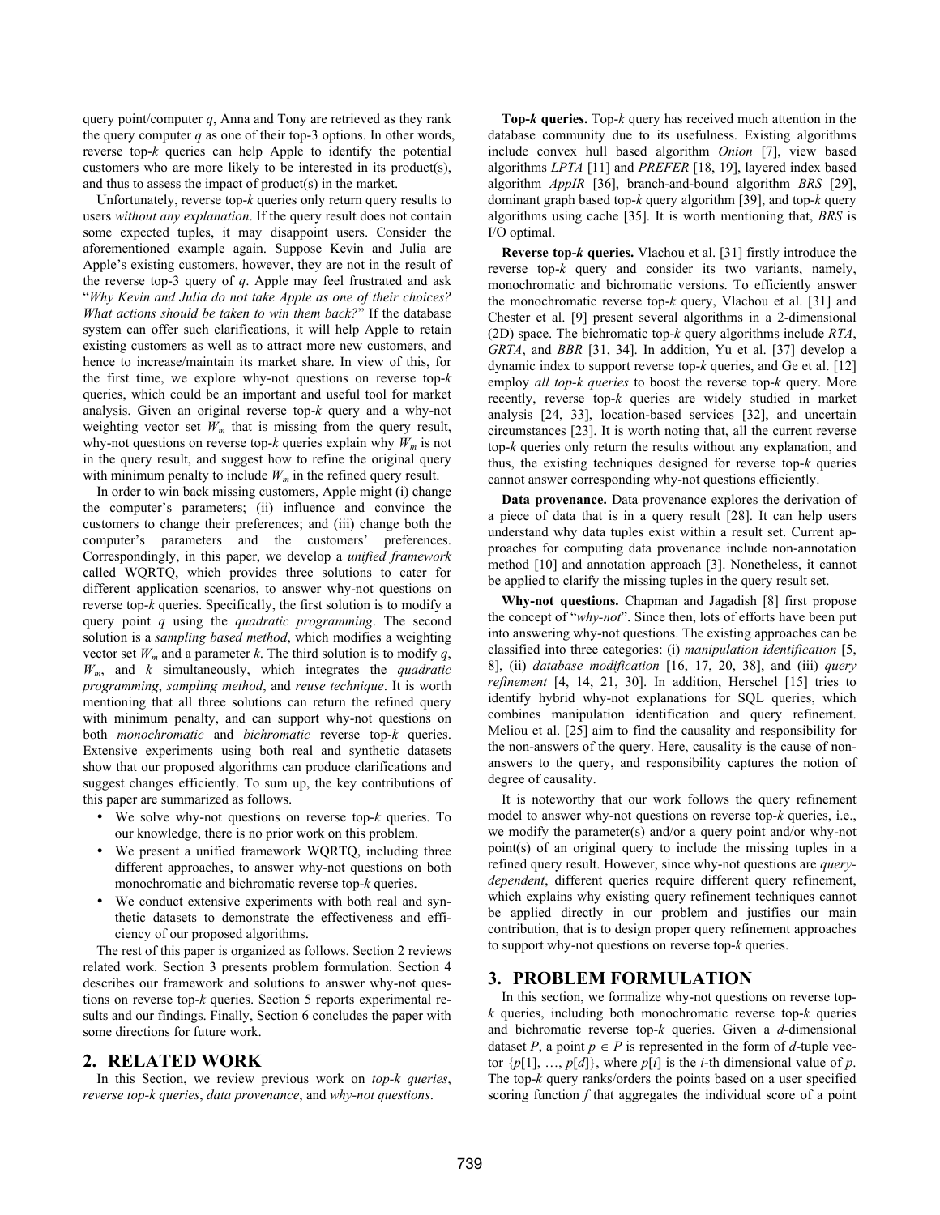query point/computer $q$, Anna and Tony are retrieved as they rank the query computer $q$ as one of their top-3 options. In other words, reverse top-$k$ queries can help Apple to identify the potential customers who are more likely to be interested in its product(s), and thus to assess the impact of product(s) in the market.

Unfortunately, reverse top-$k$ queries only return query results to users *without any explanation*. If the query result does not contain some expected tuples, it may disappoint users. Consider the aforementioned example again. Suppose Kevin and Julia are Apple's existing customers, however, they are not in the result of the reverse top-3 query of $q$. Apple may feel frustrated and ask "*Why Kevin and Julia do not take Apple as one of their choices? What actions should be taken to win them back?*" If the database system can offer such clarifications, it will help Apple to retain existing customers as well as to attract more new customers, and hence to increase/maintain its market share. In view of this, for the first time, we explore why-not questions on reverse top-$k$ queries, which could be an important and useful tool for market analysis. Given an original reverse top-$k$ query and a why-not weighting vector set $W_m$ that is missing from the query result, why-not questions on reverse top-$k$ queries explain why $W_m$ is not in the query result, and suggest how to refine the original query with minimum penalty to include $W_m$ in the refined query result.

In order to win back missing customers, Apple might (i) change the computer's parameters; (ii) influence and convince the customers to change their preferences; and (iii) change both the computer's parameters and the customers' preferences. Correspondingly, in this paper, we develop a *unified framework* called WQRTQ, which provides three solutions to cater for different application scenarios, to answer why-not questions on reverse top-$k$ queries. Specifically, the first solution is to modify a query point $q$ using the *quadratic programming*. The second solution is a *sampling based method*, which modifies a weighting vector set $W_m$ and a parameter $k$. The third solution is to modify $q$, $W_m$, and $k$ simultaneously, which integrates the *quadratic programming*, *sampling method*, and *reuse technique*. It is worth mentioning that all three solutions can return the refined query with minimum penalty, and can support why-not questions on both *monochromatic* and *bichromatic* reverse top-$k$ queries. Extensive experiments using both real and synthetic datasets show that our proposed algorithms can produce clarifications and suggest changes efficiently. To sum up, the key contributions of this paper are summarized as follows.

- We solve why-not questions on reverse top-$k$ queries. To our knowledge, there is no prior work on this problem.
- We present a unified framework WQRTQ, including three different approaches, to answer why-not questions on both monochromatic and bichromatic reverse top-$k$ queries.
- We conduct extensive experiments with both real and synthetic datasets to demonstrate the effectiveness and efficiency of our proposed algorithms.

The rest of this paper is organized as follows. Section 2 reviews related work. Section 3 presents problem formulation. Section 4 describes our framework and solutions to answer why-not questions on reverse top-$k$ queries. Section 5 reports experimental results and our findings. Finally, Section 6 concludes the paper with some directions for future work.

## 2. RELATED WORK

In this Section, we review previous work on *top-k queries*, *reverse top-k queries*, *data provenance*, and *why-not questions*.

**Top-*k* queries.** Top-$k$ query has received much attention in the database community due to its usefulness. Existing algorithms include convex hull based algorithm *Onion* [7], view based algorithms *LPTA* [11] and *PREFER* [18, 19], layered index based algorithm *AppIR* [36], branch-and-bound algorithm *BRS* [29], dominant graph based top-$k$ query algorithm [39], and top-$k$ query algorithms using cache [35]. It is worth mentioning that, *BRS* is I/O optimal.

**Reverse top-*k* queries.** Vlachou et al. [31] firstly introduce the reverse top-$k$ query and consider its two variants, namely, monochromatic and bichromatic versions. To efficiently answer the monochromatic reverse top-$k$ query, Vlachou et al. [31] and Chester et al. [9] present several algorithms in a 2-dimensional (2D) space. The bichromatic top-$k$ query algorithms include *RTA*, *GRTA*, and *BBR* [31, 34]. In addition, Yu et al. [37] develop a dynamic index to support reverse top-$k$ queries, and Ge et al. [12] employ *all top-k queries* to boost the reverse top-$k$ query. More recently, reverse top-$k$ queries are widely studied in market analysis [24, 33], location-based services [32], and uncertain circumstances [23]. It is worth noting that, all the current reverse top-$k$ queries only return the results without any explanation, and thus, the existing techniques designed for reverse top-$k$ queries cannot answer corresponding why-not questions efficiently.

**Data provenance.** Data provenance explores the derivation of a piece of data that is in a query result [28]. It can help users understand why data tuples exist within a result set. Current approaches for computing data provenance include non-annotation method [10] and annotation approach [3]. Nonetheless, it cannot be applied to clarify the missing tuples in the query result set.

**Why-not questions.** Chapman and Jagadish [8] first propose the concept of "*why-not*". Since then, lots of efforts have been put into answering why-not questions. The existing approaches can be classified into three categories: (i) *manipulation identification* [5, 8], (ii) *database modification* [16, 17, 20, 38], and (iii) *query refinement* [4, 14, 21, 30]. In addition, Herschel [15] tries to identify hybrid why-not explanations for SQL queries, which combines manipulation identification and query refinement. Meliou et al. [25] aim to find the causality and responsibility for the non-answers of the query. Here, causality is the cause of non-answers to the query, and responsibility captures the notion of degree of causality.

It is noteworthy that our work follows the query refinement model to answer why-not questions on reverse top-$k$ queries, i.e., we modify the parameter(s) and/or a query point and/or why-not point(s) of an original query to include the missing tuples in a refined query result. However, since why-not questions are *query-dependent*, different queries require different query refinement, which explains why existing query refinement techniques cannot be applied directly in our problem and justifies our main contribution, that is to design proper query refinement approaches to support why-not questions on reverse top-$k$ queries.

## 3. PROBLEM FORMULATION

In this section, we formalize why-not questions on reverse top-$k$ queries, including both monochromatic reverse top-$k$ queries and bichromatic reverse top-$k$ queries. Given a $d$-dimensional dataset $P$, a point $p \in P$ is represented in the form of $d$-tuple vector $\{p[1], \ldots, p[d]\}$, where $p[i]$ is the $i$-th dimensional value of $p$. The top-$k$ query ranks/orders the points based on a user specified scoring function $f$ that aggregates the individual score of a point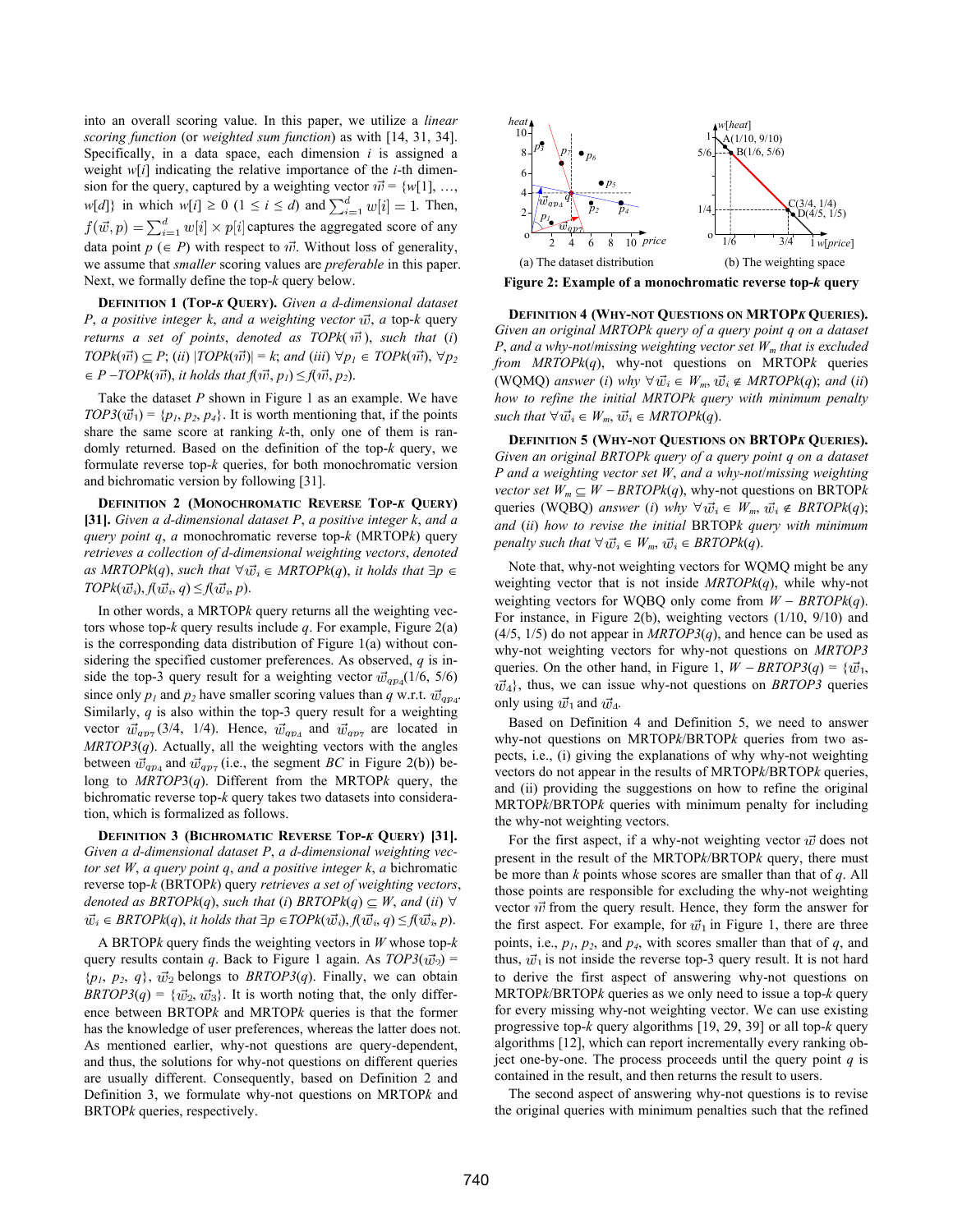into an overall scoring value. In this paper, we utilize a *linear scoring function* (or *weighted sum function*) as with [14, 31, 34]. Specifically, in a data space, each dimension $i$ is assigned a weight $w[i]$ indicating the relative importance of the $i$-th dimension for the query, captured by a weighting vector $\vec{w} = \{w[1], \ldots, w[d]\}$ in which $w[i] \geq 0$ $(1 \leq i \leq d)$ and $\sum_{i=1}^{d} w[i] = 1$. Then, $f(\vec{w}, p) = \sum_{i=1}^{d} w[i] \times p[i]$ captures the aggregated score of any data point $p$ $(\in P)$ with respect to $\vec{w}$. Without loss of generality, we assume that *smaller* scoring values are *preferable* in this paper. Next, we formally define the top-$k$ query below.

**DEFINITION 1 (TOP-$k$ QUERY).** *Given a d-dimensional dataset P, a positive integer k, and a weighting vector $\vec{w}$, a* top-$k$ query *returns a set of points, denoted as TOPk($\vec{w}$), such that (i) TOPk($\vec{w}$) $\subseteq$ P; (ii) |TOPk($\vec{w}$)| = k; and (iii) $\forall p_1 \in$ TOPk($\vec{w}$), $\forall p_2 \in P -$TOPk($\vec{w}$), it holds that $f(\vec{w}, p_1) \leq f(\vec{w}, p_2)$.*

Take the dataset $P$ shown in Figure 1 as an example. We have $TOP3(\vec{w}_1) = \{p_1, p_2, p_4\}$. It is worth mentioning that, if the points share the same score at ranking $k$-th, only one of them is randomly returned. Based on the definition of the top-$k$ query, we formulate reverse top-$k$ queries, for both monochromatic version and bichromatic version by following [31].

**DEFINITION 2 (MONOCHROMATIC REVERSE TOP-$k$ QUERY) [31].** *Given a d-dimensional dataset P, a positive integer k, and a query point q, a* monochromatic reverse top-$k$ (MRTOP$k$) query *retrieves a collection of d-dimensional weighting vectors, denoted as MRTOPk(q), such that $\forall \vec{w}_i \in$ MRTOPk(q), it holds that $\exists p \in$ TOPk($\vec{w}_i$), $f(\vec{w}_i, q) \leq f(\vec{w}_i, p)$.*

In other words, a MRTOP$k$ query returns all the weighting vectors whose top-$k$ query results include $q$. For example, Figure 2(a) is the corresponding data distribution of Figure 1(a) without considering the specified customer preferences. As observed, $q$ is inside the top-3 query result for a weighting vector $\vec{w}_{qp_4}(1/6, 5/6)$ since only $p_1$ and $p_2$ have smaller scoring values than $q$ w.r.t. $\vec{w}_{qp_4}$. Similarly, $q$ is also within the top-3 query result for a weighting vector $\vec{w}_{qp_7}(3/4, 1/4)$. Hence, $\vec{w}_{qp_4}$ and $\vec{w}_{qp_7}$ are located in *MRTOP3*($q$). Actually, all the weighting vectors with the angles between $\vec{w}_{qp_4}$ and $\vec{w}_{qp_7}$ (i.e., the segment *BC* in Figure 2(b)) belong to *MRTOP*3($q$). Different from the MRTOP$k$ query, the bichromatic reverse top-$k$ query takes two datasets into consideration, which is formalized as follows.

**DEFINITION 3 (BICHROMATIC REVERSE TOP-$k$ QUERY) [31].** *Given a d-dimensional dataset P, a d-dimensional weighting vector set W, a query point q, and a positive integer k, a* bichromatic reverse top-$k$ (BRTOP$k$) query *retrieves a set of weighting vectors, denoted as BRTOPk(q), such that (i) BRTOPk(q) $\subseteq$ W, and (ii) $\forall \vec{w}_i \in$ BRTOPk(q), it holds that $\exists p \in$TOPk($\vec{w}_i$), $f(\vec{w}_i, q) \leq f(\vec{w}_i, p)$.*

A BRTOP$k$ query finds the weighting vectors in $W$ whose top-$k$ query results contain $q$. Back to Figure 1 again. As $TOP3(\vec{w}_2) = \{p_1, p_2, q\}$, $\vec{w}_2$ belongs to $BRTOP3(q)$. Finally, we can obtain $BRTOP3(q) = \{\vec{w}_2, \vec{w}_3\}$. It is worth noting that, the only difference between BRTOP$k$ and MRTOP$k$ queries is that the former has the knowledge of user preferences, whereas the latter does not. As mentioned earlier, why-not questions are query-dependent, and thus, the solutions for why-not questions on different queries are usually different. Consequently, based on Definition 2 and Definition 3, we formulate why-not questions on MRTOP$k$ and BRTOP$k$ queries, respectively.

Figure 2: Example of a monochromatic reverse top-$k$ query

(a) The dataset distribution (b) The weighting space

**DEFINITION 4 (WHY-NOT QUESTIONS ON MRTOP$k$ QUERIES).** *Given an original MRTOPk query of a query point q on a dataset P, and a why-not/missing weighting vector set $W_m$ that is excluded from MRTOPk(q),* why-not questions on MRTOP$k$ queries (WQMQ) *answer (i) why $\forall \vec{w}_i \in W_m$, $\vec{w}_i \notin$ MRTOPk(q); and (ii) how to refine the initial MRTOPk query with minimum penalty such that $\forall \vec{w}_i \in W_m$, $\vec{w}_i \in$ MRTOPk(q).*

**DEFINITION 5 (WHY-NOT QUESTIONS ON BRTOP$k$ QUERIES).** *Given an original BRTOPk query of a query point q on a dataset P and a weighting vector set W, and a why-not/missing weighting vector set $W_m \subseteq W -$ BRTOPk(q),* why-not questions on BRTOP$k$ queries (WQBQ) *answer (i) why $\forall \vec{w}_i \in W_m$, $\vec{w}_i \notin$ BRTOPk(q); and (ii) how to revise the initial* BRTOP$k$ *query with minimum penalty such that $\forall \vec{w}_i \in W_m$, $\vec{w}_i \in$ BRTOPk(q).*

Note that, why-not weighting vectors for WQMQ might be any weighting vector that is not inside *MRTOPk*($q$), while why-not weighting vectors for WQBQ only come from $W -$ *BRTOPk*($q$). For instance, in Figure 2(b), weighting vectors (1/10, 9/10) and (4/5, 1/5) do not appear in *MRTOP3*($q$), and hence can be used as why-not weighting vectors for why-not questions on *MRTOP3* queries. On the other hand, in Figure 1, $W - BRTOP3(q) = \{\vec{w}_1, \vec{w}_4\}$, thus, we can issue why-not questions on *BRTOP3* queries only using $\vec{w}_1$ and $\vec{w}_4$.

Based on Definition 4 and Definition 5, we need to answer why-not questions on MRTOP$k$/BRTOP$k$ queries from two aspects, i.e., (i) giving the explanations of why why-not weighting vectors do not appear in the results of MRTOP$k$/BRTOP$k$ queries, and (ii) providing the suggestions on how to refine the original MRTOP$k$/BRTOP$k$ queries with minimum penalty for including the why-not weighting vectors.

For the first aspect, if a why-not weighting vector $\vec{w}$ does not present in the result of the MRTOP$k$/BRTOP$k$ query, there must be more than $k$ points whose scores are smaller than that of $q$. All those points are responsible for excluding the why-not weighting vector $\vec{w}$ from the query result. Hence, they form the answer for the first aspect. For example, for $\vec{w}_1$ in Figure 1, there are three points, i.e., $p_1$, $p_2$, and $p_4$, with scores smaller than that of $q$, and thus, $\vec{w}_1$ is not inside the reverse top-3 query result. It is not hard to derive the first aspect of answering why-not questions on MRTOP$k$/BRTOP$k$ queries as we only need to issue a top-$k$ query for every missing why-not weighting vector. We can use existing progressive top-$k$ query algorithms [19, 29, 39] or all top-$k$ query algorithms [12], which can report incrementally every ranking object one-by-one. The process proceeds until the query point $q$ is contained in the result, and then returns the result to users.

The second aspect of answering why-not questions is to revise the original queries with minimum penalties such that the refined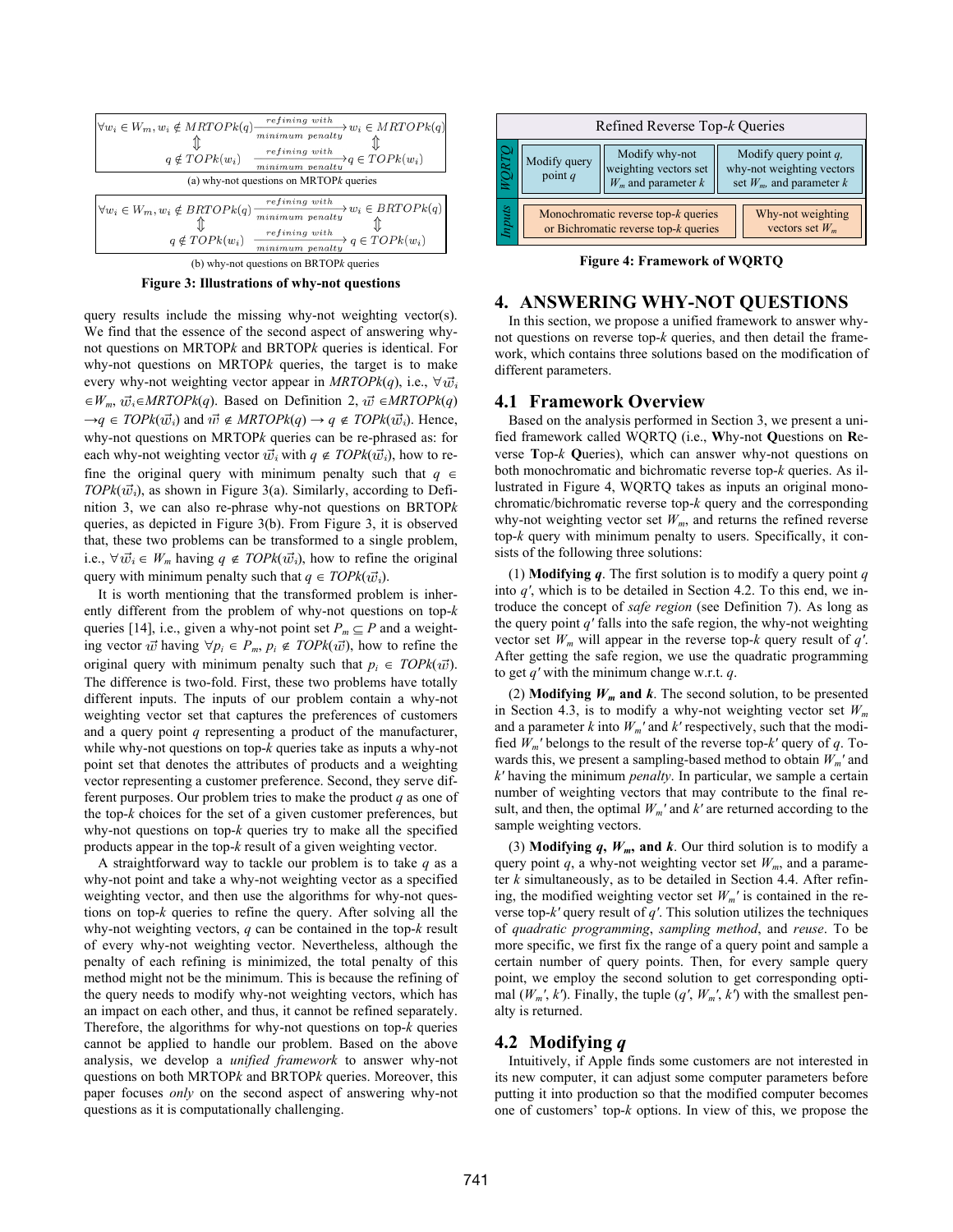$$\forall w_i \in W_m, w_i \notin MRTOPk(q) \xrightarrow[minimum\ penalty]{refining\ with} w_i \in MRTOPk(q)$$
$$\Updownarrow \qquad\qquad\qquad\qquad \Updownarrow$$
$$q \notin TOPk(w_i) \xrightarrow[minimum\ penalty]{refining\ with} q \in TOPk(w_i)$$

(a) why-not questions on MRTOP*k* queries

$$\forall w_i \in W_m, w_i \notin BRTOPk(q) \xrightarrow[minimum\ penalty]{refining\ with} w_i \in BRTOPk(q)$$
$$\Updownarrow \qquad\qquad\qquad\qquad \Updownarrow$$
$$q \notin TOPk(w_i) \xrightarrow[minimum\ penalty]{refining\ with} q \in TOPk(w_i)$$

(b) why-not questions on BRTOP*k* queries

**Figure 3: Illustrations of why-not questions**

query results include the missing why-not weighting vector(s). We find that the essence of the second aspect of answering why-not questions on MRTOP*k* and BRTOP*k* queries is identical. For why-not questions on MRTOP*k* queries, the target is to make every why-not weighting vector appear in *MRTOPk*($q$), i.e., $\forall \vec{w}_i \in W_m$, $\vec{w}_i \in$*MRTOPk*($q$). Based on Definition 2, $\vec{w} \in$*MRTOPk*($q$) $\rightarrow q \in$ *TOPk*($\vec{w}_i$) and $\vec{w} \notin$ *MRTOPk*($q$) $\rightarrow q \notin$ *TOPk*($\vec{w}_i$). Hence, why-not questions on MRTOP*k* queries can be re-phrased as: for each why-not weighting vector $\vec{w}_i$ with $q \notin$ *TOPk*($\vec{w}_i$), how to refine the original query with minimum penalty such that $q \in$ *TOPk*($\vec{w}_i$), as shown in Figure 3(a). Similarly, according to Definition 3, we can also re-phrase why-not questions on BRTOP*k* queries, as depicted in Figure 3(b). From Figure 3, it is observed that, these two problems can be transformed to a single problem, i.e., $\forall \vec{w}_i \in W_m$ having $q \notin$ *TOPk*($\vec{w}_i$), how to refine the original query with minimum penalty such that $q \in$ *TOPk*($\vec{w}_i$).

It is worth mentioning that the transformed problem is inherently different from the problem of why-not questions on top-*k* queries [14], i.e., given a why-not point set $P_m \subseteq P$ and a weighting vector $\vec{w}$ having $\forall p_i \in P_m$, $p_i \notin$ *TOPk*($\vec{w}$), how to refine the original query with minimum penalty such that $p_i \in$ *TOPk*($\vec{w}$). The difference is two-fold. First, these two problems have totally different inputs. The inputs of our problem contain a why-not weighting vector set that captures the preferences of customers and a query point $q$ representing a product of the manufacturer, while why-not questions on top-*k* queries take as inputs a why-not point set that denotes the attributes of products and a weighting vector representing a customer preference. Second, they serve different purposes. Our problem tries to make the product $q$ as one of the top-*k* choices for the set of a given customer preferences, but why-not questions on top-*k* queries try to make all the specified products appear in the top-*k* result of a given weighting vector.

A straightforward way to tackle our problem is to take $q$ as a why-not point and take a why-not weighting vector as a specified weighting vector, and then use the algorithms for why-not questions on top-*k* queries to refine the query. After solving all the why-not weighting vectors, $q$ can be contained in the top-*k* result of every why-not weighting vector. Nevertheless, although the penalty of each refining is minimized, the total penalty of this method might not be the minimum. This is because the refining of the query needs to modify why-not weighting vectors, which has an impact on each other, and thus, it cannot be refined separately. Therefore, the algorithms for why-not questions on top-*k* queries cannot be applied to handle our problem. Based on the above analysis, we develop a *unified framework* to answer why-not questions on both MRTOP*k* and BRTOP*k* queries. Moreover, this paper focuses *only* on the second aspect of answering why-not questions as it is computationally challenging.

| Refined Reverse Top-*k* Queries | | |
|---|---|---|
| *WQRTQ*: Modify query point $q$ | Modify why-not weighting vectors set $W_m$ and parameter $k$ | Modify query point $q$, why-not weighting vectors set $W_m$, and parameter $k$ |
| *Inputs*: Monochromatic reverse top-*k* queries or Bichromatic reverse top-*k* queries | | Why-not weighting vectors set $W_m$ |

**Figure 4: Framework of WQRTQ**

## 4. ANSWERING WHY-NOT QUESTIONS

In this section, we propose a unified framework to answer why-not questions on reverse top-*k* queries, and then detail the framework, which contains three solutions based on the modification of different parameters.

### 4.1 Framework Overview

Based on the analysis performed in Section 3, we present a unified framework called WQRTQ (i.e., **W**hy-not **Q**uestions on **R**everse **T**op-*k* **Q**ueries), which can answer why-not questions on both monochromatic and bichromatic reverse top-*k* queries. As illustrated in Figure 4, WQRTQ takes as inputs an original monochromatic/bichromatic reverse top-*k* query and the corresponding why-not weighting vector set $W_m$, and returns the refined reverse top-*k* query with minimum penalty to users. Specifically, it consists of the following three solutions:

(1) **Modifying $q$**. The first solution is to modify a query point $q$ into $q'$, which is to be detailed in Section 4.2. To this end, we introduce the concept of *safe region* (see Definition 7). As long as the query point $q'$ falls into the safe region, the why-not weighting vector set $W_m$ will appear in the reverse top-*k* query result of $q'$. After getting the safe region, we use the quadratic programming to get $q'$ with the minimum change w.r.t. $q$.

(2) **Modifying $W_m$ and $k$**. The second solution, to be presented in Section 4.3, is to modify a why-not weighting vector set $W_m$ and a parameter $k$ into $W_m'$ and $k'$ respectively, such that the modified $W_m'$ belongs to the result of the reverse top-$k'$ query of $q$. Towards this, we present a sampling-based method to obtain $W_m'$ and $k'$ having the minimum *penalty*. In particular, we sample a certain number of weighting vectors that may contribute to the final result, and then, the optimal $W_m'$ and $k'$ are returned according to the sample weighting vectors.

(3) **Modifying $q$, $W_m$, and $k$**. Our third solution is to modify a query point $q$, a why-not weighting vector set $W_m$, and a parameter $k$ simultaneously, as to be detailed in Section 4.4. After refining, the modified weighting vector set $W_m'$ is contained in the reverse top-$k'$ query result of $q'$. This solution utilizes the techniques of *quadratic programming*, *sampling method*, and *reuse*. To be more specific, we first fix the range of a query point and sample a certain number of query points. Then, for every sample query point, we employ the second solution to get corresponding optimal ($W_m'$, $k'$). Finally, the tuple ($q'$, $W_m'$, $k'$) with the smallest penalty is returned.

### 4.2 Modifying $q$

Intuitively, if Apple finds some customers are not interested in its new computer, it can adjust some computer parameters before putting it into production so that the modified computer becomes one of customers' top-*k* options. In view of this, we propose the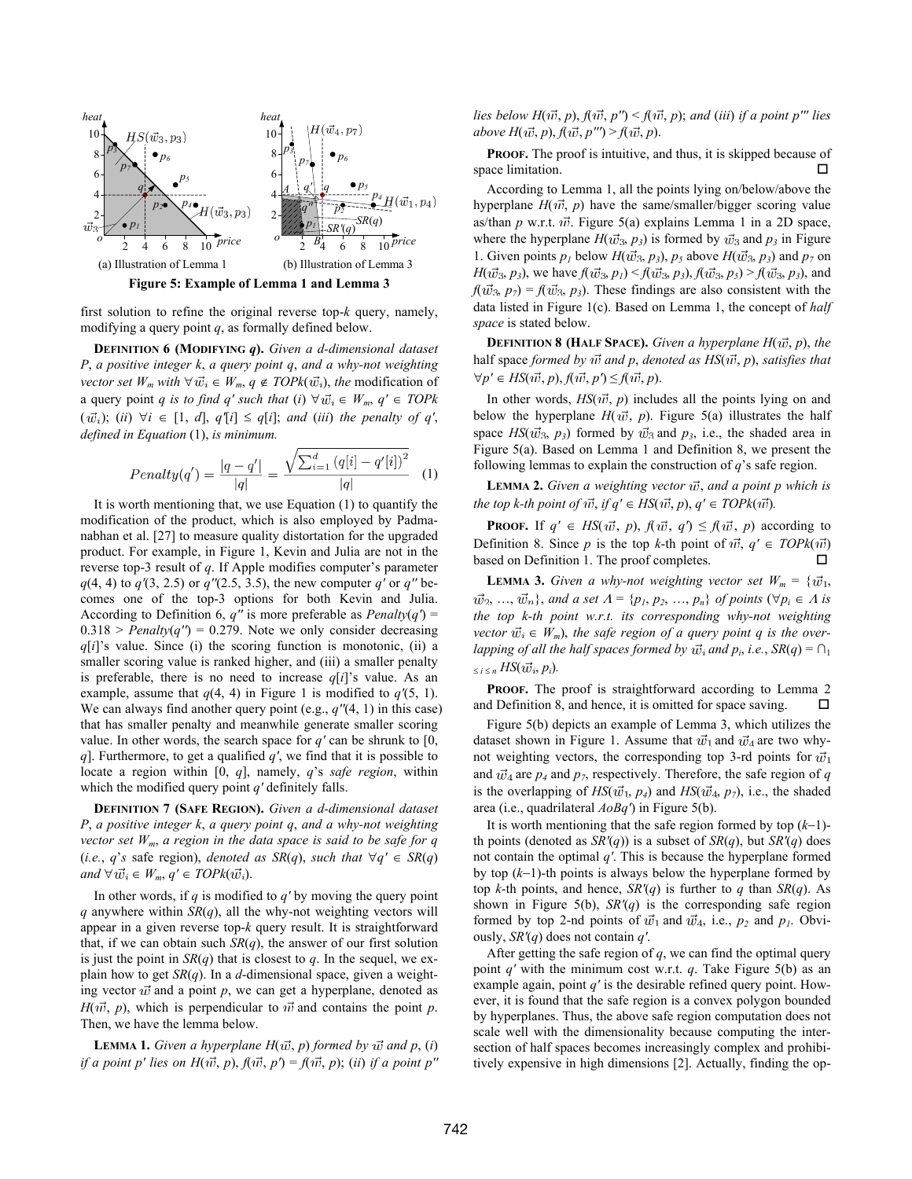Figure 5: Example of Lemma 1 and Lemma 3

(a) Illustration of Lemma 1 (b) Illustration of Lemma 3

first solution to refine the original reverse top-*k* query, namely, modifying a query point *q*, as formally defined below.

**DEFINITION 6 (MODIFYING *q*).** *Given a d-dimensional dataset P, a positive integer k, a query point q, and a why-not weighting vector set $W_m$ with $\forall \vec{w}_i \in W_m$, $q \notin TOPk(\vec{w}_i)$, the* modification of a query point *q is to find q′ such that* (*i*) $\forall \vec{w}_i \in W_m$, $q' \in TOPk(\vec{w}_i)$; (*ii*) $\forall i \in [1, d]$, $q'[i] \leq q[i]$; *and* (*iii*) *the penalty of q′, defined in Equation* (1), *is minimum.*

$$Penalty(q') = \frac{|q - q'|}{|q|} = \frac{\sqrt{\sum_{i=1}^{d} (q[i] - q'[i])^2}}{|q|} \quad (1)$$

It is worth mentioning that, we use Equation (1) to quantify the modification of the product, which is also employed by Padmanabhan et al. [27] to measure quality distortation for the upgraded product. For example, in Figure 1, Kevin and Julia are not in the reverse top-3 result of *q*. If Apple modifies computer's parameter *q*(4, 4) to *q′*(3, 2.5) or *q″*(2.5, 3.5), the new computer *q′* or *q″* becomes one of the top-3 options for both Kevin and Julia. According to Definition 6, *q″* is more preferable as *Penalty*(*q′*) = 0.318 > *Penalty*(*q″*) = 0.279. Note we only consider decreasing *q*[*i*]'s value. Since (i) the scoring function is monotonic, (ii) a smaller scoring value is ranked higher, and (iii) a smaller penalty is preferable, there is no need to increase *q*[*i*]'s value. As an example, assume that *q*(4, 4) in Figure 1 is modified to *q′*(5, 1). We can always find another query point (e.g., *q″*(4, 1) in this case) that has smaller penalty and meanwhile generate smaller scoring value. In other words, the search space for *q′* can be shrunk to [0, *q*]. Furthermore, to get a qualified *q′*, we find that it is possible to locate a region within [0, *q*], namely, *q*'s *safe region*, within which the modified query point *q′* definitely falls.

**DEFINITION 7 (SAFE REGION).** *Given a d-dimensional dataset P, a positive integer k, a query point q, and a why-not weighting vector set $W_m$, a region in the data space is said to be safe for q* (*i.e., q's* safe region), *denoted as SR*(*q*), *such that $\forall q' \in SR(q)$ and $\forall \vec{w}_i \in W_m$, $q' \in TOPk(\vec{w}_i)$.*

In other words, if *q* is modified to *q′* by moving the query point *q* anywhere within *SR*(*q*), all the why-not weighting vectors will appear in a given reverse top-*k* query result. It is straightforward that, if we can obtain such *SR*(*q*), the answer of our first solution is just the point in *SR*(*q*) that is closest to *q*. In the sequel, we explain how to get *SR*(*q*). In a *d*-dimensional space, given a weighting vector $\vec{w}$ and a point *p*, we can get a hyperplane, denoted as $H(\vec{w}, p)$, which is perpendicular to $\vec{w}$ and contains the point *p*. Then, we have the lemma below.

**LEMMA 1.** *Given a hyperplane $H(\vec{w}, p)$ formed by $\vec{w}$ and p,* (*i*) *if a point p′ lies on $H(\vec{w}, p)$, $f(\vec{w}, p') = f(\vec{w}, p)$;* (*ii*) *if a point p″ lies below $H(\vec{w}, p)$, $f(\vec{w}, p'') < f(\vec{w}, p)$; and* (*iii*) *if a point p‴ lies above $H(\vec{w}, p)$, $f(\vec{w}, p''') > f(\vec{w}, p)$.*

**PROOF.** The proof is intuitive, and thus, it is skipped because of space limitation. □

According to Lemma 1, all the points lying on/below/above the hyperplane $H(\vec{w}, p)$ have the same/smaller/bigger scoring value as/than *p* w.r.t. $\vec{w}$. Figure 5(a) explains Lemma 1 in a 2D space, where the hyperplane $H(\vec{w}_3, p_3)$ is formed by $\vec{w}_3$ and $p_3$ in Figure 1. Given points $p_1$ below $H(\vec{w}_3, p_3)$, $p_5$ above $H(\vec{w}_3, p_3)$ and $p_7$ on $H(\vec{w}_3, p_3)$, we have $f(\vec{w}_3, p_1) < f(\vec{w}_3, p_3)$, $f(\vec{w}_3, p_5) > f(\vec{w}_3, p_3)$, and $f(\vec{w}_3, p_7) = f(\vec{w}_3, p_3)$. These findings are also consistent with the data listed in Figure 1(c). Based on Lemma 1, the concept of *half space* is stated below.

**DEFINITION 8 (HALF SPACE).** *Given a hyperplane $H(\vec{w}, p)$, the* half space *formed by $\vec{w}$ and p, denoted as $HS(\vec{w}, p)$, satisfies that $\forall p' \in HS(\vec{w}, p)$, $f(\vec{w}, p') \leq f(\vec{w}, p)$.*

In other words, $HS(\vec{w}, p)$ includes all the points lying on and below the hyperplane $H(\vec{w}, p)$. Figure 5(a) illustrates the half space $HS(\vec{w}_3, p_3)$ formed by $\vec{w}_3$ and $p_3$, i.e., the shaded area in Figure 5(a). Based on Lemma 1 and Definition 8, we present the following lemmas to explain the construction of *q*'s safe region.

**LEMMA 2.** *Given a weighting vector $\vec{w}$, and a point p which is the top k-th point of $\vec{w}$, if $q' \in HS(\vec{w}, p)$, $q' \in TOPk(\vec{w})$.*

**PROOF.** If $q' \in HS(\vec{w}, p)$, $f(\vec{w}, q') \leq f(\vec{w}, p)$ according to Definition 8. Since *p* is the top *k*-th point of $\vec{w}$, $q' \in TOPk(\vec{w})$ based on Definition 1. The proof completes. □

**LEMMA 3.** *Given a why-not weighting vector set $W_m = \{\vec{w}_1, \vec{w}_2, \ldots, \vec{w}_n\}$, and a set $\Lambda = \{p_1, p_2, \ldots, p_n\}$ of points ($\forall p_i \in \Lambda$ is the top k-th point w.r.t. its corresponding why-not weighting vector $\vec{w}_i \in W_m$), the safe region of a query point q is the overlapping of all the half spaces formed by $\vec{w}_i$ and $p_i$, i.e., $SR(q) = \cap_{1 \leq i \leq n} HS(\vec{w}_i, p_i)$.*

**PROOF.** The proof is straightforward according to Lemma 2 and Definition 8, and hence, it is omitted for space saving. □

Figure 5(b) depicts an example of Lemma 3, which utilizes the dataset shown in Figure 1. Assume that $\vec{w}_1$ and $\vec{w}_4$ are two why-not weighting vectors, the corresponding top 3-rd points for $\vec{w}_1$ and $\vec{w}_4$ are $p_4$ and $p_7$, respectively. Therefore, the safe region of *q* is the overlapping of $HS(\vec{w}_1, p_4)$ and $HS(\vec{w}_4, p_7)$, i.e., the shaded area (i.e., quadrilateral *AoBq′*) in Figure 5(b).

It is worth mentioning that the safe region formed by top (*k*−1)-th points (denoted as *SR′*(*q*)) is a subset of *SR*(*q*), but *SR′*(*q*) does not contain the optimal *q′*. This is because the hyperplane formed by top (*k*−1)-th points is always below the hyperplane formed by top *k*-th points, and hence, *SR′*(*q*) is further to *q* than *SR*(*q*). As shown in Figure 5(b), *SR′*(*q*) is the corresponding safe region formed by top 2-nd points of $\vec{w}_1$ and $\vec{w}_4$, i.e., $p_2$ and $p_1$. Obviously, *SR′*(*q*) does not contain *q′*.

After getting the safe region of *q*, we can find the optimal query point *q′* with the minimum cost w.r.t. *q*. Take Figure 5(b) as an example again, point *q′* is the desirable refined query point. However, it is found that the safe region is a convex polygon bounded by hyperplanes. Thus, the above safe region computation does not scale well with the dimensionality because computing the intersection of half spaces becomes increasingly complex and prohibitively expensive in high dimensions [2]. Actually, finding the op-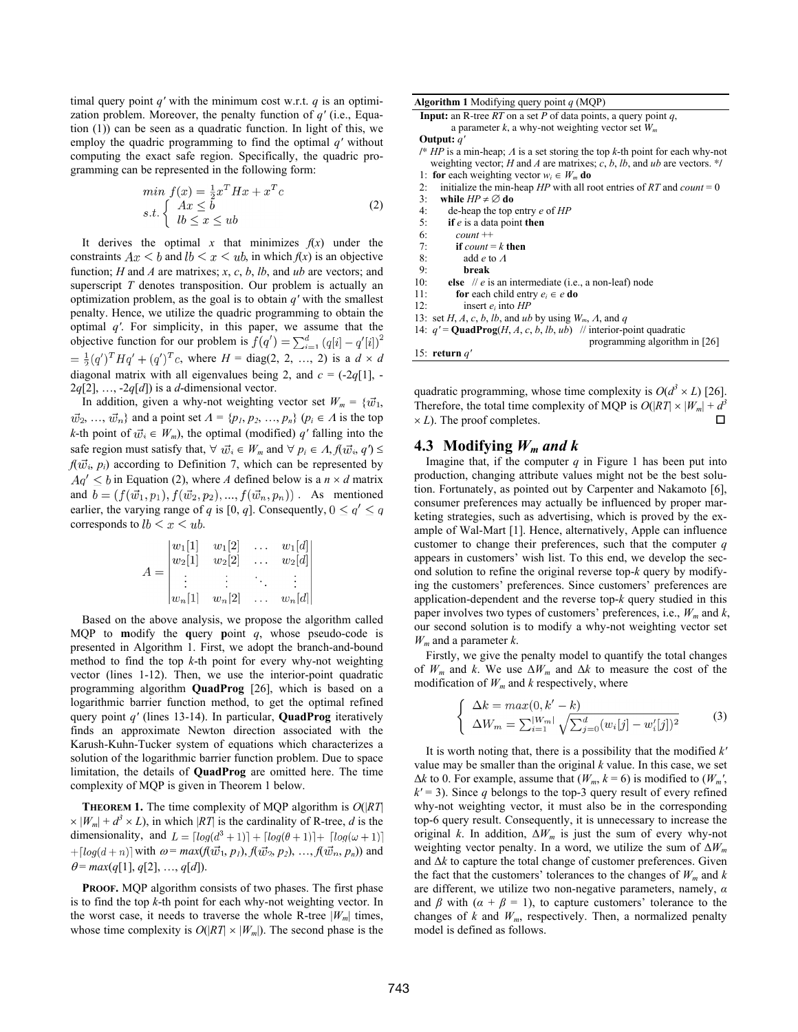timal query point $q'$ with the minimum cost w.r.t. $q$ is an optimization problem. Moreover, the penalty function of $q'$ (i.e., Equation (1)) can be seen as a quadratic function. In light of this, we employ the quadric programming to find the optimal $q'$ without computing the exact safe region. Specifically, the quadric programming can be represented in the following form:

$$\begin{array}{l} min\ f(x) = \frac{1}{2}x^T H x + x^T c \\ s.t. \begin{cases} Ax \le b \\ lb \le x \le ub \end{cases} \end{array} \tag{2}$$

It derives the optimal $x$ that minimizes $f(x)$ under the constraints $Ax < b$ and $lb < x < ub$, in which $f(x)$ is an objective function; $H$ and $A$ are matrixes; $x$, $c$, $b$, $lb$, and $ub$ are vectors; and superscript $T$ denotes transposition. Our problem is actually an optimization problem, as the goal is to obtain $q'$ with the smallest penalty. Hence, we utilize the quadric programming to obtain the optimal $q'$. For simplicity, in this paper, we assume that the objective function for our problem is $f(q') = \sum_{i=1}^{d}(q[i] - q'[i])^2 = \frac{1}{2}(q')^T H q' + (q')^T c$, where $H$ = diag(2, 2, …, 2) is a $d \times d$ diagonal matrix with all eigenvalues being 2, and $c$ = ($-2q[1]$, $-2q[2]$, …, $-2q[d]$) is a $d$-dimensional vector.

In addition, given a why-not weighting vector set $W_m = \{\vec{w}_1, \vec{w}_2, \ldots, \vec{w}_n\}$ and a point set $\Lambda = \{p_1, p_2, \ldots, p_n\}$ ($p_i \in \Lambda$ is the top $k$-th point of $\vec{w}_i \in W_m$), the optimal (modified) $q'$ falling into the safe region must satisfy that, $\forall\ \vec{w}_i \in W_m$ and $\forall\ p_i \in \Lambda$, $f(\vec{w}_i, q') \le f(\vec{w}_i, p_i)$ according to Definition 7, which can be represented by $Aq' < b$ in Equation (2), where $A$ defined below is a $n \times d$ matrix and $b = (f(\vec{w}_1, p_1), f(\vec{w}_2, p_2), \ldots, f(\vec{w}_n, p_n))$. As mentioned earlier, the varying range of $q$ is [0, $q$]. Consequently, $0 < q' < q$ corresponds to $lb < x < ub$.

$$A = \begin{vmatrix} w_1[1] & w_1[2] & \ldots & w_1[d] \\ w_2[1] & w_2[2] & \ldots & w_2[d] \\ \vdots & \vdots & \ddots & \vdots \\ w_n[1] & w_n[2] & \ldots & w_n[d] \end{vmatrix}$$

Based on the above analysis, we propose the algorithm called MQP to **m**odify the **q**uery **p**oint $q$, whose pseudo-code is presented in Algorithm 1. First, we adopt the branch-and-bound method to find the top $k$-th point for every why-not weighting vector (lines 1-12). Then, we use the interior-point quadratic programming algorithm **QuadProg** [26], which is based on a logarithmic barrier function method, to get the optimal refined query point $q'$ (lines 13-14). In particular, **QuadProg** iteratively finds an approximate Newton direction associated with the Karush-Kuhn-Tucker system of equations which characterizes a solution of the logarithmic barrier function problem. Due to space limitation, the details of **QuadProg** are omitted here. The time complexity of MQP is given in Theorem 1 below.

**THEOREM 1.** The time complexity of MQP algorithm is $O(|RT| \times |W_m| + d^3 \times L)$, in which $|RT|$ is the cardinality of R-tree, $d$ is the dimensionality, and $L = \lceil log(d^3+1) \rceil + \lceil log(\theta+1) \rceil + \lceil log(\omega+1) \rceil + \lceil log(d+n) \rceil$ with $\omega = max(f(\vec{w}_1, p_1), f(\vec{w}_2, p_2), \ldots, f(\vec{w}_n, p_n))$ and $\theta = max(q[1], q[2], \ldots, q[d])$.

**PROOF.** MQP algorithm consists of two phases. The first phase is to find the top $k$-th point for each why-not weighting vector. In the worst case, it needs to traverse the whole R-tree $|W_m|$ times, whose time complexity is $O(|RT| \times |W_m|)$. The second phase is the quadratic programming, whose time complexity is $O(d^3 \times L)$ [26]. Therefore, the total time complexity of MQP is $O(|RT| \times |W_m| + d^3 \times L)$. The proof completes. □

**Algorithm 1** Modifying query point $q$ (MQP)

```
Input: an R-tree RT on a set P of data points, a query point q,
       a parameter k, a why-not weighting vector set W_m
Output: q'
/* HP is a min-heap; Λ is a set storing the top k-th point for each why-not
   weighting vector; H and A are matrixes; c, b, lb, and ub are vectors. */
1:  for each weighting vector w_i ∈ W_m do
2:    initialize the min-heap HP with all root entries of RT and count = 0
3:    while HP ≠ ∅ do
4:      de-heap the top entry e of HP
5:      if e is a data point then
6:        count ++
7:        if count = k then
8:          add e to Λ
9:          break
10:     else  // e is an intermediate (i.e., a non-leaf) node
11:       for each child entry e_i ∈ e do
12:         insert e_i into HP
13: set H, A, c, b, lb, and ub by using W_m, Λ, and q
14: q' = QuadProg(H, A, c, b, lb, ub)  // interior-point quadratic
                                         programming algorithm in [26]
15: return q'
```

## 4.3 Modifying $W_m$ and $k$

Imagine that, if the computer $q$ in Figure 1 has been put into production, changing attribute values might not be the best solution. Fortunately, as pointed out by Carpenter and Nakamoto [6], consumer preferences may actually be influenced by proper marketing strategies, such as advertising, which is proved by the example of Wal-Mart [1]. Hence, alternatively, Apple can influence customer to change their preferences, such that the computer $q$ appears in customers' wish list. To this end, we develop the second solution to refine the original reverse top-$k$ query by modifying the customers' preferences. Since customers' preferences are application-dependent and the reverse top-$k$ query studied in this paper involves two types of customers' preferences, i.e., $W_m$ and $k$, our second solution is to modify a why-not weighting vector set $W_m$ and a parameter $k$.

Firstly, we give the penalty model to quantify the total changes of $W_m$ and $k$. We use $\Delta W_m$ and $\Delta k$ to measure the cost of the modification of $W_m$ and $k$ respectively, where

$$\begin{cases} \Delta k = max(0, k' - k) \\ \Delta W_m = \sum_{i=1}^{|W_m|} \sqrt{\sum_{j=0}^{d}(w_i[j] - w_i'[j])^2} \end{cases} \tag{3}$$

It is worth noting that, there is a possibility that the modified $k'$ value may be smaller than the original $k$ value. In this case, we set $\Delta k$ to 0. For example, assume that ($W_m$, $k$ = 6) is modified to ($W_m'$, $k'$ = 3). Since $q$ belongs to the top-3 query result of every refined why-not weighting vector, it must also be in the corresponding top-6 query result. Consequently, it is unnecessary to increase the original $k$. In addition, $\Delta W_m$ is just the sum of every why-not weighting vector penalty. In a word, we utilize the sum of $\Delta W_m$ and $\Delta k$ to capture the total change of customer preferences. Given the fact that the customers' tolerances to the changes of $W_m$ and $k$ are different, we utilize two non-negative parameters, namely, $\alpha$ and $\beta$ with ($\alpha + \beta = 1$), to capture customers' tolerance to the changes of $k$ and $W_m$, respectively. Then, a normalized penalty model is defined as follows.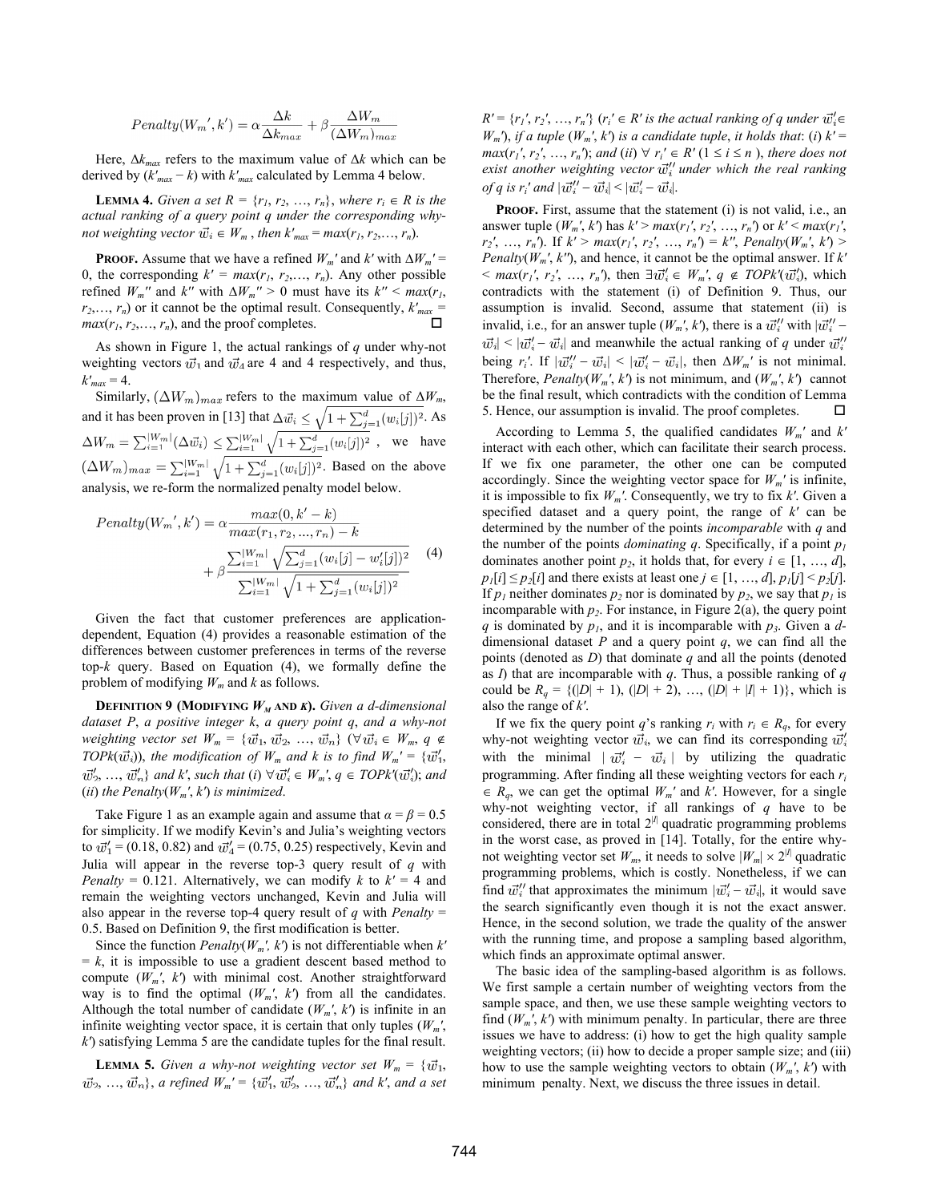$$Penalty(W_m', k') = \alpha \frac{\Delta k}{\Delta k_{max}} + \beta \frac{\Delta W_m}{(\Delta W_m)_{max}}$$

Here, $\Delta k_{max}$ refers to the maximum value of $\Delta k$ which can be derived by $(k'_{max} - k)$ with $k'_{max}$ calculated by Lemma 4 below.

**LEMMA 4.** *Given a set $R = \{r_1, r_2, \ldots, r_n\}$, where $r_i \in R$ is the actual ranking of a query point $q$ under the corresponding why-not weighting vector $\vec{w}_i \in W_m$, then $k'_{max} = max(r_1, r_2, \ldots, r_n)$.*

**PROOF.** Assume that we have a refined $W_m'$ and $k'$ with $\Delta W_m' = 0$, the corresponding $k' = max(r_1, r_2, \ldots, r_n)$. Any other possible refined $W_m''$ and $k''$ with $\Delta W_m'' > 0$ must have its $k'' < max(r_1, r_2, \ldots, r_n)$ or it cannot be the optimal result. Consequently, $k'_{max} = max(r_1, r_2, \ldots, r_n)$, and the proof completes. □

As shown in Figure 1, the actual rankings of $q$ under why-not weighting vectors $\vec{w}_1$ and $\vec{w}_4$ are 4 and 4 respectively, and thus, $k'_{max} = 4$.

Similarly, $(\Delta W_m)_{max}$ refers to the maximum value of $\Delta W_m$, and it has been proven in [13] that $\Delta \vec{w}_i \leq \sqrt{1 + \sum_{j=1}^{d}(w_i[j])^2}$. As $\Delta W_m = \sum_{i=1}^{|W_m|}(\Delta \vec{w}_i) \leq \sum_{i=1}^{|W_m|}\sqrt{1 + \sum_{j=1}^{d}(w_i[j])^2}$, we have $(\Delta W_m)_{max} = \sum_{i=1}^{|W_m|}\sqrt{1 + \sum_{j=1}^{d}(w_i[j])^2}$. Based on the above analysis, we re-form the normalized penalty model below.

$$Penalty(W_m', k') = \alpha \frac{max(0, k' - k)}{max(r_1, r_2, \ldots, r_n) - k} + \beta \frac{\sum_{i=1}^{|W_m|}\sqrt{\sum_{j=1}^{d}(w_i[j] - w_i'[j])^2}}{\sum_{i=1}^{|W_m|}\sqrt{1 + \sum_{j=1}^{d}(w_i[j])^2}} \quad (4)$$

Given the fact that customer preferences are application-dependent, Equation (4) provides a reasonable estimation of the differences between customer preferences in terms of the reverse top-$k$ query. Based on Equation (4), we formally define the problem of modifying $W_m$ and $k$ as follows.

**DEFINITION 9 (MODIFYING $W_M$ AND $K$).** *Given a d-dimensional dataset $P$, a positive integer $k$, a query point $q$, and a why-not weighting vector set $W_m = \{\vec{w}_1, \vec{w}_2, \ldots, \vec{w}_n\}$ ($\forall \vec{w}_i \in W_m$, $q \notin TOPk(\vec{w}_i)$), the modification of $W_m$ and $k$ is to find $W_m' = \{\vec{w}_1', \vec{w}_2', \ldots, \vec{w}_n'\}$ and $k'$, such that (i) $\forall \vec{w}_i' \in W_m'$, $q \in TOPk'(\vec{w}_i')$; and (ii) the $Penalty(W_m', k')$ is minimized.*

Take Figure 1 as an example again and assume that $\alpha = \beta = 0.5$ for simplicity. If we modify Kevin's and Julia's weighting vectors to $\vec{w}_1' = (0.18, 0.82)$ and $\vec{w}_4' = (0.75, 0.25)$ respectively, Kevin and Julia will appear in the reverse top-3 query result of $q$ with $Penalty = 0.121$. Alternatively, we can modify $k$ to $k' = 4$ and remain the weighting vectors unchanged, Kevin and Julia will also appear in the reverse top-4 query result of $q$ with $Penalty = 0.5$. Based on Definition 9, the first modification is better.

Since the function $Penalty(W_m', k')$ is not differentiable when $k' = k$, it is impossible to use a gradient descent based method to compute $(W_m', k')$ with minimal cost. Another straightforward way is to find the optimal $(W_m', k')$ from all the candidates. Although the total number of candidate $(W_m', k')$ is infinite in an infinite weighting vector space, it is certain that only tuples $(W_m', k')$ satisfying Lemma 5 are the candidate tuples for the final result.

**LEMMA 5.** *Given a why-not weighting vector set $W_m = \{\vec{w}_1, \vec{w}_2, \ldots, \vec{w}_n\}$, a refined $W_m' = \{\vec{w}_1', \vec{w}_2', \ldots, \vec{w}_n'\}$ and $k'$, and a set $R' = \{r_1', r_2', \ldots, r_n'\}$ ($r_i' \in R'$ is the actual ranking of $q$ under $\vec{w}_i' \in W_m'$), if a tuple $(W_m', k')$ is a candidate tuple, it holds that: (i) $k' = max(r_1', r_2', \ldots, r_n')$; and (ii) $\forall r_i' \in R'$ ($1 \leq i \leq n$), there does not exist another weighting vector $\vec{w}_i''$ under which the real ranking of $q$ is $r_i'$ and $|\vec{w}_i'' - \vec{w}_i| < |\vec{w}_i' - \vec{w}_i|$.*

**PROOF.** First, assume that the statement (i) is not valid, i.e., an answer tuple $(W_m', k')$ has $k' > max(r_1', r_2', \ldots, r_n')$ or $k' < max(r_1', r_2', \ldots, r_n')$. If $k' > max(r_1', r_2', \ldots, r_n') = k''$, $Penalty(W_m', k') > Penalty(W_m', k'')$, and hence, it cannot be the optimal answer. If $k' < max(r_1', r_2', \ldots, r_n')$, then $\exists \vec{w}_i' \in W_m'$, $q \notin TOPk'(\vec{w}_i')$, which contradicts with the statement (i) of Definition 9. Thus, our assumption is invalid. Second, assume that statement (ii) is invalid, i.e., for an answer tuple $(W_m', k')$, there is a $\vec{w}_i''$ with $|\vec{w}_i'' - \vec{w}_i| < |\vec{w}_i' - \vec{w}_i|$ and meanwhile the actual ranking of $q$ under $\vec{w}_i''$ being $r_i'$. If $|\vec{w}_i'' - \vec{w}_i| < |\vec{w}_i' - \vec{w}_i|$, then $\Delta W_m'$ is not minimal. Therefore, $Penalty(W_m', k')$ is not minimum, and $(W_m', k')$ cannot be the final result, which contradicts with the condition of Lemma 5. Hence, our assumption is invalid. The proof completes. □

According to Lemma 5, the qualified candidates $W_m'$ and $k'$ interact with each other, which can facilitate their search process. If we fix one parameter, the other one can be computed accordingly. Since the weighting vector space for $W_m'$ is infinite, it is impossible to fix $W_m'$. Consequently, we try to fix $k'$. Given a specified dataset and a query point, the range of $k'$ can be determined by the number of the points *incomparable* with $q$ and the number of the points *dominating* $q$. Specifically, if a point $p_1$ dominates another point $p_2$, it holds that, for every $i \in [1, \ldots, d]$, $p_1[i] \leq p_2[i]$ and there exists at least one $j \in [1, \ldots, d]$, $p_1[j] < p_2[j]$. If $p_1$ neither dominates $p_2$ nor is dominated by $p_2$, we say that $p_1$ is incomparable with $p_2$. For instance, in Figure 2(a), the query point $q$ is dominated by $p_1$, and it is incomparable with $p_3$. Given a $d$-dimensional dataset $P$ and a query point $q$, we can find all the points (denoted as $D$) that dominate $q$ and all the points (denoted as $I$) that are incomparable with $q$. Thus, a possible ranking of $q$ could be $R_q = \{(|D| + 1), (|D| + 2), \ldots, (|D| + |I| + 1)\}$, which is also the range of $k'$.

If we fix the query point $q$'s ranking $r_i$ with $r_i \in R_q$, for every why-not weighting vector $\vec{w}_i$, we can find its corresponding $\vec{w}_i'$ with the minimal $|\vec{w}_i' - \vec{w}_i|$ by utilizing the quadratic programming. After finding all these weighting vectors for each $r_i \in R_q$, we can get the optimal $W_m'$ and $k'$. However, for a single why-not weighting vector, if all rankings of $q$ have to be considered, there are in total $2^{|I|}$ quadratic programming problems in the worst case, as proved in [14]. Totally, for the entire why-not weighting vector set $W_m$, it needs to solve $|W_m| \times 2^{|I|}$ quadratic programming problems, which is costly. Nonetheless, if we can find $\vec{w}_i''$ that approximates the minimum $|\vec{w}_i' - \vec{w}_i|$, it would save the search significantly even though it is not the exact answer. Hence, in the second solution, we trade the quality of the answer with the running time, and propose a sampling based algorithm, which finds an approximate optimal answer.

The basic idea of the sampling-based algorithm is as follows. We first sample a certain number of weighting vectors from the sample space, and then, we use these sample weighting vectors to find $(W_m', k')$ with minimum penalty. In particular, there are three issues we have to address: (i) how to get the high quality sample weighting vectors; (ii) how to decide a proper sample size; and (iii) how to use the sample weighting vectors to obtain $(W_m', k')$ with minimum penalty. Next, we discuss the three issues in detail.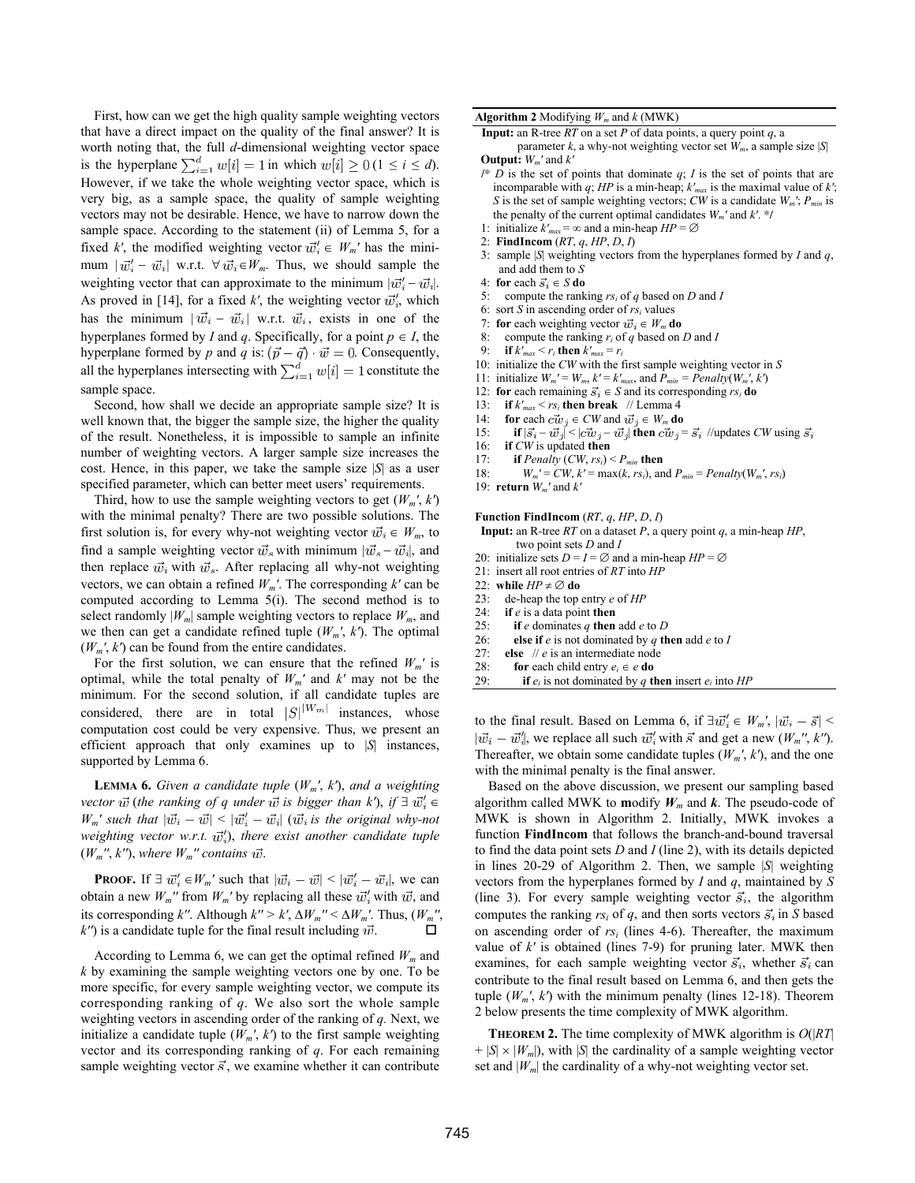First, how can we get the high quality sample weighting vectors that have a direct impact on the quality of the final answer? It is worth noting that, the full $d$-dimensional weighting vector space is the hyperplane $\sum_{i=1}^{d} w[i] = 1$ in which $w[i] \geq 0\,(1 \leq i \leq d)$. However, if we take the whole weighting vector space, which is very big, as a sample space, the quality of sample weighting vectors may not be desirable. Hence, we have to narrow down the sample space. According to the statement (ii) of Lemma 5, for a fixed $k'$, the modified weighting vector $\vec{w}_i' \in W_m'$ has the minimum $|\vec{w}_i' - \vec{w}_i|$ w.r.t. $\forall \vec{w}_i \in W_m$. Thus, we should sample the weighting vector that can approximate to the minimum $|\vec{w}_i' - \vec{w}_i|$. As proved in [14], for a fixed $k'$, the weighting vector $\vec{w}_i'$, which has the minimum $|\vec{w}_i - \vec{w}_i|$ w.r.t. $\vec{w}_i$, exists in one of the hyperplanes formed by $I$ and $q$. Specifically, for a point $p \in I$, the hyperplane formed by $p$ and $q$ is: $(\vec{p} - \vec{q}) \cdot \vec{w} = 0$. Consequently, all the hyperplanes intersecting with $\sum_{i=1}^{d} w[i] = 1$ constitute the sample space.

Second, how shall we decide an appropriate sample size? It is well known that, the bigger the sample size, the higher the quality of the result. Nonetheless, it is impossible to sample an infinite number of weighting vectors. A larger sample size increases the cost. Hence, in this paper, we take the sample size $|S|$ as a user specified parameter, which can better meet users' requirements.

Third, how to use the sample weighting vectors to get ($W_m'$, $k'$) with the minimal penalty? There are two possible solutions. The first solution is, for every why-not weighting vector $\vec{w}_i \in W_m$, to find a sample weighting vector $\vec{w}_s$ with minimum $|\vec{w}_s - \vec{w}_i|$, and then replace $\vec{w}_i$ with $\vec{w}_s$. After replacing all why-not weighting vectors, we can obtain a refined $W_m'$. The corresponding $k'$ can be computed according to Lemma 5(i). The second method is to select randomly $|W_m|$ sample weighting vectors to replace $W_m$, and we then can get a candidate refined tuple ($W_m'$, $k'$). The optimal ($W_m'$, $k'$) can be found from the entire candidates.

For the first solution, we can ensure that the refined $W_m'$ is optimal, while the total penalty of $W_m'$ and $k'$ may not be the minimum. For the second solution, if all candidate tuples are considered, there are in total $|S|^{|W_m|}$ instances, whose computation cost could be very expensive. Thus, we present an efficient approach that only examines up to $|S|$ instances, supported by Lemma 6.

**LEMMA 6.** *Given a candidate tuple* ($W_m'$, $k'$), *and a weighting vector* $\vec{w}$ (*the ranking of q under* $\vec{w}$ *is bigger than* $k'$), *if* $\exists\, \vec{w}_i' \in W_m'$ *such that* $|\vec{w}_i - \vec{w}| < |\vec{w}_i' - \vec{w}_i|$ ($\vec{w}_i$ *is the original why-not weighting vector w.r.t.* $\vec{w}_i'$), *there exist another candidate tuple* ($W_m''$, $k''$), *where* $W_m''$ *contains* $\vec{w}$.

**PROOF.** If $\exists\, \vec{w}_i' \in W_m'$ such that $|\vec{w}_i - \vec{w}| < |\vec{w}_i' - \vec{w}_i|$, we can obtain a new $W_m''$ from $W_m'$ by replacing all these $\vec{w}_i'$ with $\vec{w}$, and its corresponding $k''$. Although $k'' > k'$, $\Delta W_m'' < \Delta W_m'$. Thus, ($W_m''$, $k''$) is a candidate tuple for the final result including $\vec{w}$. □

According to Lemma 6, we can get the optimal refined $W_m$ and $k$ by examining the sample weighting vectors one by one. To be more specific, for every sample weighting vector, we compute its corresponding ranking of $q$. We also sort the whole sample weighting vectors in ascending order of the ranking of $q$. Next, we initialize a candidate tuple ($W_m'$, $k'$) to the first sample weighting vector and its corresponding ranking of $q$. For each remaining sample weighting vector $\vec{s}$, we examine whether it can contribute to the final result. Based on Lemma 6, if $\exists \vec{w}_i' \in W_m'$, $|\vec{w}_i - \vec{s}| < |\vec{w}_i - \vec{w}_i'|$, we replace all such $\vec{w}_i'$ with $\vec{s}$ and get a new ($W_m''$, $k''$). Thereafter, we obtain some candidate tuples ($W_m'$, $k'$), and the one with the minimal penalty is the final answer.

**Algorithm 2** Modifying $W_m$ and $k$ (MWK)

```
Input: an R-tree RT on a set P of data points, a query point q, a
       parameter k, a why-not weighting vector set W_m, a sample size |S|
Output: W_m' and k'
/* D is the set of points that dominate q; I is the set of points that are
   incomparable with q; HP is a min-heap; k'_max is the maximal value of k';
   S is the set of sample weighting vectors; CW is a candidate W_m'; P_min is
   the penalty of the current optimal candidates W_m' and k'. */
1:  initialize k'_max = ∞ and a min-heap HP = ∅
2:  FindIncom (RT, q, HP, D, I)
3:  sample |S| weighting vectors from the hyperplanes formed by I and q,
    and add them to S
4:  for each s_i ∈ S do
5:    compute the ranking rs_i of q based on D and I
6:  sort S in ascending order of rs_i values
7:  for each weighting vector w_i ∈ W_m do
8:    compute the ranking r_i of q based on D and I
9:    if k'_max < r_i then k'_max = r_i
10: initialize the CW with the first sample weighting vector in S
11: initialize W_m' = W_m, k' = k'_max, and P_min = Penalty(W_m', k')
12: for each remaining s_i ∈ S and its corresponding rs_i do
13:   if k'_max < rs_i then break   // Lemma 4
14:   for each cw_j ∈ CW and w_j ∈ W_m do
15:     if |s_i − w_j| < |cw_j − w_j| then cw_j = s_i  //updates CW using s_i
16:   if CW is updated then
17:     if Penalty (CW, rs_i) < P_min then
18:       W_m' = CW, k' = max(k, rs_i), and P_min = Penalty(W_m', rs_i)
19: return W_m' and k'

Function FindIncom (RT, q, HP, D, I)
Input: an R-tree RT on a dataset P, a query point q, a min-heap HP,
       two point sets D and I
20: initialize sets D = I = ∅ and a min-heap HP = ∅
21: insert all root entries of RT into HP
22: while HP ≠ ∅ do
23:   de-heap the top entry e of HP
24:   if e is a data point then
25:     if e dominates q then add e to D
26:     else if e is not dominated by q then add e to I
27:   else   // e is an intermediate node
28:     for each child entry e_i ∈ e do
29:       if e_i is not dominated by q then insert e_i into HP
```

Based on the above discussion, we present our sampling based algorithm called MWK to **m**odify $\boldsymbol{W_m}$ and $\boldsymbol{k}$. The pseudo-code of MWK is shown in Algorithm 2. Initially, MWK invokes a function **FindIncom** that follows the branch-and-bound traversal to find the data point sets $D$ and $I$ (line 2), with its details depicted in lines 20-29 of Algorithm 2. Then, we sample $|S|$ weighting vectors from the hyperplanes formed by $I$ and $q$, maintained by $S$ (line 3). For every sample weighting vector $\vec{s}_i$, the algorithm computes the ranking $rs_i$ of $q$, and then sorts vectors $\vec{s}_i$ in $S$ based on ascending order of $rs_i$ (lines 4-6). Thereafter, the maximum value of $k'$ is obtained (lines 7-9) for pruning later. MWK then examines, for each sample weighting vector $\vec{s}_i$, whether $\vec{s}_i$ can contribute to the final result based on Lemma 6, and then gets the tuple ($W_m'$, $k'$) with the minimum penalty (lines 12-18). Theorem 2 below presents the time complexity of MWK algorithm.

**THEOREM 2.** The time complexity of MWK algorithm is $O(|RT| + |S| \times |W_m|)$, with $|S|$ the cardinality of a sample weighting vector set and $|W_m|$ the cardinality of a why-not weighting vector set.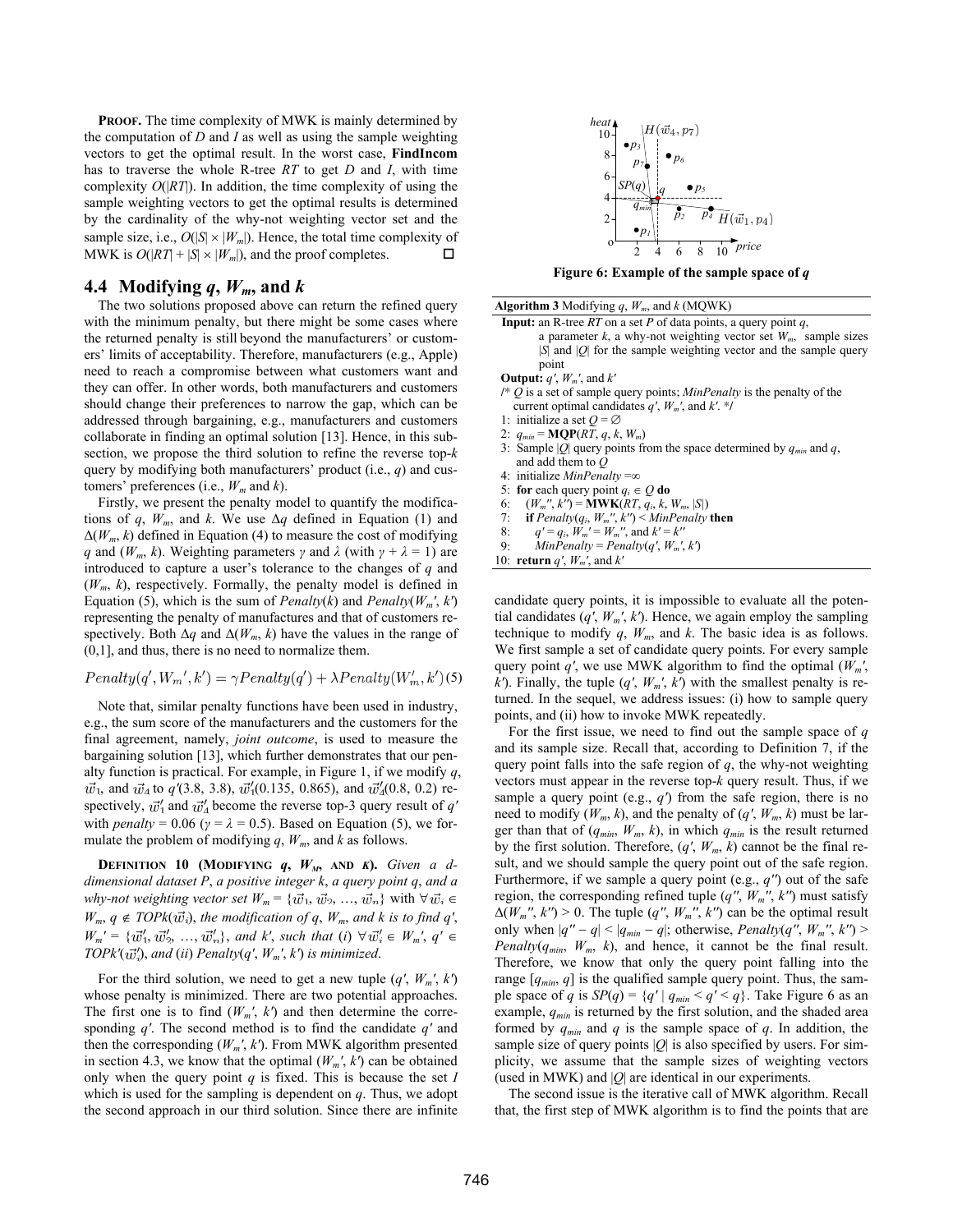**PROOF.** The time complexity of MWK is mainly determined by the computation of $D$ and $I$ as well as using the sample weighting vectors to get the optimal result. In the worst case, **FindIncom** has to traverse the whole R-tree $RT$ to get $D$ and $I$, with time complexity $O(|RT|)$. In addition, the time complexity of using the sample weighting vectors to get the optimal results is determined by the cardinality of the why-not weighting vector set and the sample size, i.e., $O(|S| \times |W_m|)$. Hence, the total time complexity of MWK is $O(|RT| + |S| \times |W_m|)$, and the proof completes. □

## 4.4 Modifying $q$, $W_m$, and $k$

The two solutions proposed above can return the refined query with the minimum penalty, but there might be some cases where the returned penalty is still beyond the manufacturers' or customers' limits of acceptability. Therefore, manufacturers (e.g., Apple) need to reach a compromise between what customers want and what they can offer. In other words, both manufacturers and customers should change their preferences to narrow the gap, which can be addressed through bargaining, e.g., manufacturers and customers collaborate in finding an optimal solution [13]. Hence, in this subsection, we propose the third solution to refine the reverse top-$k$ query by modifying both manufacturers' product (i.e., $q$) and customers' preferences (i.e., $W_m$ and $k$).

Firstly, we present the penalty model to quantify the modifications of $q$, $W_m$, and $k$. We use $\Delta q$ defined in Equation (1) and $\Delta(W_m, k)$ defined in Equation (4) to measure the cost of modifying $q$ and $(W_m, k)$. Weighting parameters $\gamma$ and $\lambda$ (with $\gamma + \lambda = 1$) are introduced to capture a user's tolerance to the changes of $q$ and $(W_m, k)$, respectively. Formally, the penalty model is defined in Equation (5), which is the sum of $Penalty(k)$ and $Penalty(W_m', k')$ representing the penalty of manufactures and that of customers respectively. Both $\Delta q$ and $\Delta(W_m, k)$ have the values in the range of (0,1], and thus, there is no need to normalize them.

$$Penalty(q', W_m', k') = \gamma Penalty(q') + \lambda Penalty(W_m', k') \quad (5)$$

Note that, similar penalty functions have been used in industry, e.g., the sum score of the manufacturers and the customers for the final agreement, namely, *joint outcome*, is used to measure the bargaining solution [13], which further demonstrates that our penalty function is practical. For example, in Figure 1, if we modify $q$, $\vec{w}_1$, and $\vec{w}_4$ to $q'$(3.8, 3.8), $\vec{w}_1'$(0.135, 0.865), and $\vec{w}_4'$(0.8, 0.2) respectively, $\vec{w}_1'$ and $\vec{w}_4'$ become the reverse top-3 query result of $q'$ with $penalty = 0.06$ ($\gamma = \lambda = 0.5$). Based on Equation (5), we formulate the problem of modifying $q$, $W_m$, and $k$ as follows.

**DEFINITION 10 (MODIFYING $q$, $W_M$, AND $K$).** *Given a d-dimensional dataset $P$, a positive integer $k$, a query point $q$, and a why-not weighting vector set $W_m = \{\vec{w}_1, \vec{w}_2, \ldots, \vec{w}_n\}$ with $\forall \vec{w}_i \in W_m$, $q \notin TOPk(\vec{w}_i)$, the modification of $q$, $W_m$, and $k$ is to find $q'$, $W_m' = \{\vec{w}_1', \vec{w}_2', \ldots, \vec{w}_n'\}$, and $k'$, such that (i) $\forall \vec{w}_i' \in W_m'$, $q' \in TOPk'(\vec{w}_i')$, and (ii) $Penalty(q', W_m', k')$ is minimized.*

For the third solution, we need to get a new tuple $(q', W_m', k')$ whose penalty is minimized. There are two potential approaches. The first one is to find $(W_m', k')$ and then determine the corresponding $q'$. The second method is to find the candidate $q'$ and then the corresponding $(W_m', k')$. From MWK algorithm presented in section 4.3, we know that the optimal $(W_m', k')$ can be obtained only when the query point $q$ is fixed. This is because the set $I$ which is used for the sampling is dependent on $q$. Thus, we adopt the second approach in our third solution. Since there are infinite candidate query points, it is impossible to evaluate all the potential candidates $(q', W_m', k')$. Hence, we again employ the sampling technique to modify $q$, $W_m$, and $k$. The basic idea is as follows. We first sample a set of candidate query points. For every sample query point $q'$, we use MWK algorithm to find the optimal $(W_m', k')$. Finally, the tuple $(q', W_m', k')$ with the smallest penalty is returned. In the sequel, we address issues: (i) how to sample query points, and (ii) how to invoke MWK repeatedly.

Figure 6: Example of the sample space of $q$

**Algorithm 3** Modifying $q$, $W_m$, and $k$ (MQWK)

**Input:** an R-tree $RT$ on a set $P$ of data points, a query point $q$, a parameter $k$, a why-not weighting vector set $W_m$, sample sizes $|S|$ and $|Q|$ for the sample weighting vector and the sample query point

**Output:** $q'$, $W_m'$, and $k'$

/* $Q$ is a set of sample query points; *MinPenalty* is the penalty of the current optimal candidates $q'$, $W_m'$, and $k'$. */

```
1: initialize a set Q = ∅
2: q_min = MQP(RT, q, k, W_m)
3: Sample |Q| query points from the space determined by q_min and q,
   and add them to Q
4: initialize MinPenalty = ∞
5: for each query point q_i ∈ Q do
6:    (W_m'', k'') = MWK(RT, q_i, k, W_m, |S|)
7:    if Penalty(q_i, W_m'', k'') < MinPenalty then
8:       q' = q_i, W_m' = W_m'', and k' = k''
9:       MinPenalty = Penalty(q', W_m', k')
10: return q', W_m', and k'
```

For the first issue, we need to find out the sample space of $q$ and its sample size. Recall that, according to Definition 7, if the query point falls into the safe region of $q$, the why-not weighting vectors must appear in the reverse top-$k$ query result. Thus, if we sample a query point (e.g., $q'$) from the safe region, there is no need to modify $(W_m, k)$, and the penalty of $(q', W_m, k)$ must be larger than that of $(q_{min}, W_m, k)$, in which $q_{min}$ is the result returned by the first solution. Therefore, $(q', W_m, k)$ cannot be the final result, and we should sample the query point out of the safe region. Furthermore, if we sample a query point (e.g., $q''$) out of the safe region, the corresponding refined tuple $(q'', W_m'', k'')$ must satisfy $\Delta(W_m'', k'') > 0$. The tuple $(q'', W_m'', k'')$ can be the optimal result only when $|q'' - q| < |q_{min} - q|$; otherwise, $Penalty(q'', W_m'', k'') > Penalty(q_{min}, W_m, k)$, and hence, it cannot be the final result. Therefore, we know that only the query point falling into the range $[q_{min}, q]$ is the qualified sample query point. Thus, the sample space of $q$ is $SP(q) = \{q' \mid q_{min} < q' < q\}$. Take Figure 6 as an example, $q_{min}$ is returned by the first solution, and the shaded area formed by $q_{min}$ and $q$ is the sample space of $q$. In addition, the sample size of query points $|Q|$ is also specified by users. For simplicity, we assume that the sample sizes of weighting vectors (used in MWK) and $|Q|$ are identical in our experiments.

The second issue is the iterative call of MWK algorithm. Recall that, the first step of MWK algorithm is to find the points that are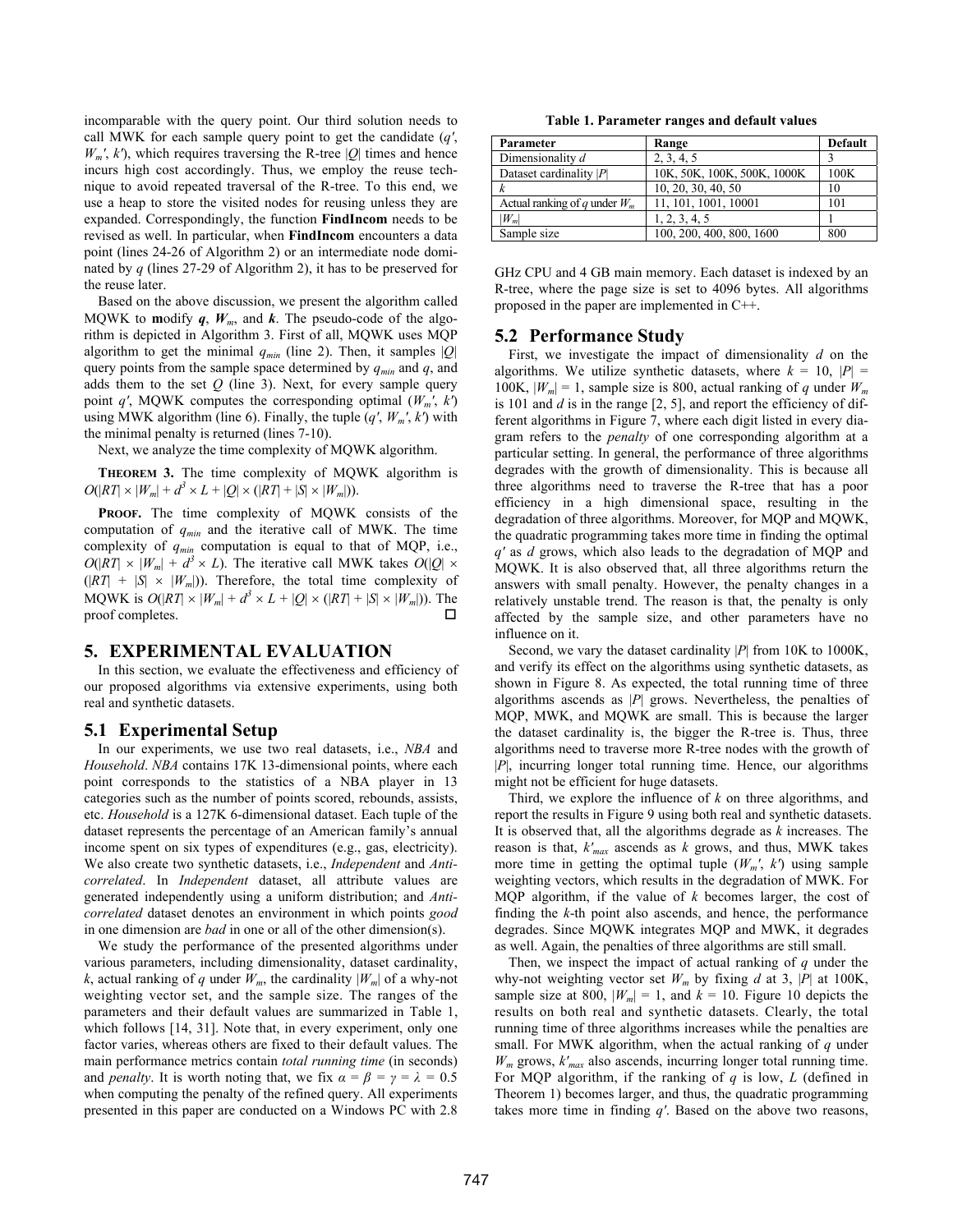incomparable with the query point. Our third solution needs to call MWK for each sample query point to get the candidate ($q'$, $W_m'$, $k'$), which requires traversing the R-tree $|Q|$ times and hence incurs high cost accordingly. Thus, we employ the reuse technique to avoid repeated traversal of the R-tree. To this end, we use a heap to store the visited nodes for reusing unless they are expanded. Correspondingly, the function **FindIncom** needs to be revised as well. In particular, when **FindIncom** encounters a data point (lines 24-26 of Algorithm 2) or an intermediate node dominated by $q$ (lines 27-29 of Algorithm 2), it has to be preserved for the reuse later.

Based on the above discussion, we present the algorithm called MQWK to **m**odify ***q***, ***W****m*, and ***k***. The pseudo-code of the algorithm is depicted in Algorithm 3. First of all, MQWK uses MQP algorithm to get the minimal $q_{min}$ (line 2). Then, it samples $|Q|$ query points from the sample space determined by $q_{min}$ and $q$, and adds them to the set $Q$ (line 3). Next, for every sample query point $q'$, MQWK computes the corresponding optimal ($W_m'$, $k'$) using MWK algorithm (line 6). Finally, the tuple ($q'$, $W_m'$, $k'$) with the minimal penalty is returned (lines 7-10).

Next, we analyze the time complexity of MQWK algorithm.

**THEOREM 3.** The time complexity of MQWK algorithm is $O(|RT| \times |W_m| + d^3 \times L + |Q| \times (|RT| + |S| \times |W_m|))$.

**PROOF.** The time complexity of MQWK consists of the computation of $q_{min}$ and the iterative call of MWK. The time complexity of $q_{min}$ computation is equal to that of MQP, i.e., $O(|RT| \times |W_m| + d^3 \times L)$. The iterative call MWK takes $O(|Q| \times (|RT| + |S| \times |W_m|))$. Therefore, the total time complexity of MQWK is $O(|RT| \times |W_m| + d^3 \times L + |Q| \times (|RT| + |S| \times |W_m|))$. The proof completes. □

# 5. EXPERIMENTAL EVALUATION

In this section, we evaluate the effectiveness and efficiency of our proposed algorithms via extensive experiments, using both real and synthetic datasets.

## 5.1 Experimental Setup

In our experiments, we use two real datasets, i.e., *NBA* and *Household*. *NBA* contains 17K 13-dimensional points, where each point corresponds to the statistics of a NBA player in 13 categories such as the number of points scored, rebounds, assists, etc. *Household* is a 127K 6-dimensional dataset. Each tuple of the dataset represents the percentage of an American family's annual income spent on six types of expenditures (e.g., gas, electricity). We also create two synthetic datasets, i.e., *Independent* and *Anti-correlated*. In *Independent* dataset, all attribute values are generated independently using a uniform distribution; and *Anti-correlated* dataset denotes an environment in which points *good* in one dimension are *bad* in one or all of the other dimension(s).

We study the performance of the presented algorithms under various parameters, including dimensionality, dataset cardinality, $k$, actual ranking of $q$ under $W_m$, the cardinality $|W_m|$ of a why-not weighting vector set, and the sample size. The ranges of the parameters and their default values are summarized in Table 1, which follows [14, 31]. Note that, in every experiment, only one factor varies, whereas others are fixed to their default values. The main performance metrics contain *total running time* (in seconds) and *penalty*. It is worth noting that, we fix $\alpha = \beta = \gamma = \lambda = 0.5$ when computing the penalty of the refined query. All experiments presented in this paper are conducted on a Windows PC with 2.8 GHz CPU and 4 GB main memory. Each dataset is indexed by an R-tree, where the page size is set to 4096 bytes. All algorithms proposed in the paper are implemented in C++.

**Table 1. Parameter ranges and default values**

| Parameter | Range | Default |
|---|---|---|
| Dimensionality $d$ | 2, 3, 4, 5 | 3 |
| Dataset cardinality $\|P\|$ | 10K, 50K, 100K, 500K, 1000K | 100K |
| $k$ | 10, 20, 30, 40, 50 | 10 |
| Actual ranking of $q$ under $W_m$ | 11, 101, 1001, 10001 | 101 |
| $\|W_m\|$ | 1, 2, 3, 4, 5 | 1 |
| Sample size | 100, 200, 400, 800, 1600 | 800 |

## 5.2 Performance Study

First, we investigate the impact of dimensionality $d$ on the algorithms. We utilize synthetic datasets, where $k$ = 10, $|P|$ = 100K, $|W_m|$ = 1, sample size is 800, actual ranking of $q$ under $W_m$ is 101 and $d$ is in the range [2, 5], and report the efficiency of different algorithms in Figure 7, where each digit listed in every diagram refers to the *penalty* of one corresponding algorithm at a particular setting. In general, the performance of three algorithms degrades with the growth of dimensionality. This is because all three algorithms need to traverse the R-tree that has a poor efficiency in a high dimensional space, resulting in the degradation of three algorithms. Moreover, for MQP and MQWK, the quadratic programming takes more time in finding the optimal $q'$ as $d$ grows, which also leads to the degradation of MQP and MQWK. It is also observed that, all three algorithms return the answers with small penalty. However, the penalty changes in a relatively unstable trend. The reason is that, the penalty is only affected by the sample size, and other parameters have no influence on it.

Second, we vary the dataset cardinality $|P|$ from 10K to 1000K, and verify its effect on the algorithms using synthetic datasets, as shown in Figure 8. As expected, the total running time of three algorithms ascends as $|P|$ grows. Nevertheless, the penalties of MQP, MWK, and MQWK are small. This is because the larger the dataset cardinality is, the bigger the R-tree is. Thus, three algorithms need to traverse more R-tree nodes with the growth of $|P|$, incurring longer total running time. Hence, our algorithms might not be efficient for huge datasets.

Third, we explore the influence of $k$ on three algorithms, and report the results in Figure 9 using both real and synthetic datasets. It is observed that, all the algorithms degrade as $k$ increases. The reason is that, $k'_{max}$ ascends as $k$ grows, and thus, MWK takes more time in getting the optimal tuple ($W_m'$, $k'$) using sample weighting vectors, which results in the degradation of MWK. For MQP algorithm, if the value of $k$ becomes larger, the cost of finding the $k$-th point also ascends, and hence, the performance degrades. Since MQWK integrates MQP and MWK, it degrades as well. Again, the penalties of three algorithms are still small.

Then, we inspect the impact of actual ranking of $q$ under the why-not weighting vector set $W_m$ by fixing $d$ at 3, $|P|$ at 100K, sample size at 800, $|W_m|$ = 1, and $k$ = 10. Figure 10 depicts the results on both real and synthetic datasets. Clearly, the total running time of three algorithms increases while the penalties are small. For MWK algorithm, when the actual ranking of $q$ under $W_m$ grows, $k'_{max}$ also ascends, incurring longer total running time. For MQP algorithm, if the ranking of $q$ is low, $L$ (defined in Theorem 1) becomes larger, and thus, the quadratic programming takes more time in finding $q'$. Based on the above two reasons,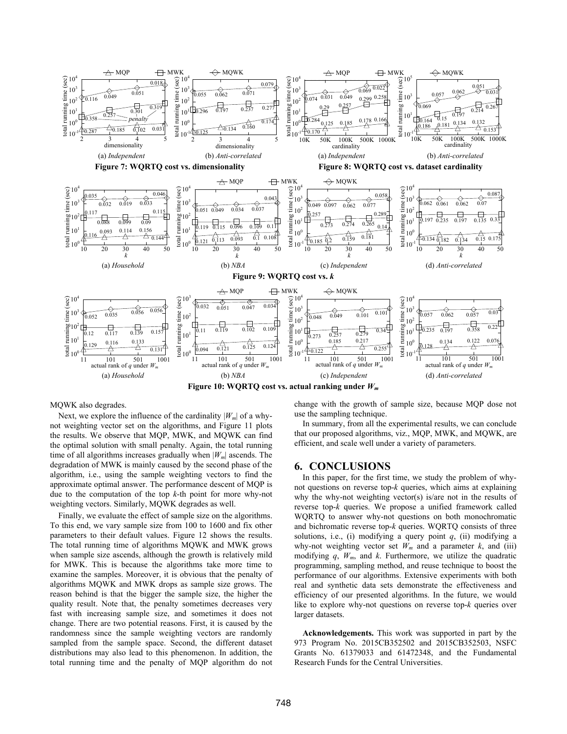Figure 7: WQRTQ cost vs. dimensionality

Figure 8: WQRTQ cost vs. dataset cardinality

Figure 9: WQRTQ cost vs. *k*

Figure 10: WQRTQ cost vs. actual ranking under $W_m$

MQWK also degrades.

Next, we explore the influence of the cardinality $|W_m|$ of a why-not weighting vector set on the algorithms, and Figure 11 plots the results. We observe that MQP, MWK, and MQWK can find the optimal solution with small penalty. Again, the total running time of all algorithms increases gradually when $|W_m|$ ascends. The degradation of MWK is mainly caused by the second phase of the algorithm, i.e., using the sample weighting vectors to find the approximate optimal answer. The performance descent of MQP is due to the computation of the top *k*-th point for more why-not weighting vectors. Similarly, MQWK degrades as well.

Finally, we evaluate the effect of sample size on the algorithms. To this end, we vary sample size from 100 to 1600 and fix other parameters to their default values. Figure 12 shows the results. The total running time of algorithms MQWK and MWK grows when sample size ascends, although the growth is relatively mild for MWK. This is because the algorithms take more time to examine the samples. Moreover, it is obvious that the penalty of algorithms MQWK and MWK drops as sample size grows. The reason behind is that the bigger the sample size, the higher the quality result. Note that, the penalty sometimes decreases very fast with increasing sample size, and sometimes it does not change. There are two potential reasons. First, it is caused by the randomness since the sample weighting vectors are randomly sampled from the sample space. Second, the different dataset distributions may also lead to this phenomenon. In addition, the total running time and the penalty of MQP algorithm do not change with the growth of sample size, because MQP dose not use the sampling technique.

In summary, from all the experimental results, we can conclude that our proposed algorithms, viz., MQP, MWK, and MQWK, are efficient, and scale well under a variety of parameters.

## 6. CONCLUSIONS

In this paper, for the first time, we study the problem of why-not questions on reverse top-*k* queries, which aims at explaining why the why-not weighting vector(s) is/are not in the results of reverse top-*k* queries. We propose a unified framework called WQRTQ to answer why-not questions on both monochromatic and bichromatic reverse top-*k* queries. WQRTQ consists of three solutions, i.e., (i) modifying a query point *q*, (ii) modifying a why-not weighting vector set $W_m$ and a parameter *k*, and (iii) modifying *q*, $W_m$, and *k*. Furthermore, we utilize the quadratic programming, sampling method, and reuse technique to boost the performance of our algorithms. Extensive experiments with both real and synthetic data sets demonstrate the effectiveness and efficiency of our presented algorithms. In the future, we would like to explore why-not questions on reverse top-*k* queries over larger datasets.

**Acknowledgements.** This work was supported in part by the 973 Program No. 2015CB352502 and 2015CB352503, NSFC Grants No. 61379033 and 61472348, and the Fundamental Research Funds for the Central Universities.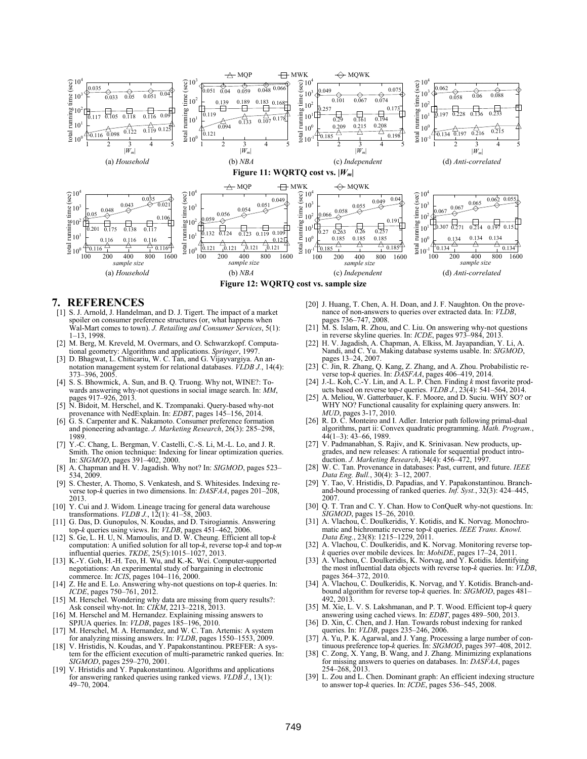MQP MWK MQWK

total running time (sec)

(a) *Household*

(b) *NBA*

(c) *Independent*

(d) *Anti-correlated*

**Figure 11: WQRTQ cost vs. $|W_m|$**

MQP MWK MQWK

total running time (sec)

sample size

(a) *Household*

(b) *NBA*

(c) *Independent*

(d) *Anti-correlated*

**Figure 12: WQRTQ cost vs. sample size**

## 7. REFERENCES

[1] S. J. Arnold, J. Handelman, and D. J. Tigert. The impact of a market spoiler on consumer preference structures (or, what happens when Wal-Mart comes to town). *J. Retailing and Consumer Services*, 5(1): 1–13, 1998.

[2] M. Berg, M. Kreveld, M. Overmars, and O. Schwarzkopf. Computational geometry: Algorithms and applications. *Springer*, 1997.

[3] D. Bhagwat, L. Chiticariu, W. C. Tan, and G. Vijayvargiya. An annotation management system for relational databases. *VLDB J.*, 14(4): 373–396, 2005.

[4] S. S. Bhowmick, A. Sun, and B. Q. Truong. Why not, WINE?: Towards answering why-not questions in social image search. In: *MM*, pages 917–926, 2013.

[5] N. Bidoit, M. Herschel, and K. Tzompanaki. Query-based why-not provenance with NedExplain. In: *EDBT*, pages 145–156, 2014.

[6] G. S. Carpenter and K. Nakamoto. Consumer preference formation and pioneering advantage. *J. Marketing Research*, 26(3): 285–298, 1989.

[7] Y.-C. Chang, L. Bergman, V. Castelli, C.-S. Li, M.-L. Lo, and J. R. Smith. The onion technique: Indexing for linear optimization queries. In: *SIGMOD*, pages 391–402, 2000.

[8] A. Chapman and H. V. Jagadish. Why not? In: *SIGMOD*, pages 523–534, 2009.

[9] S. Chester, A. Thomo, S. Venkatesh, and S. Whitesides. Indexing reverse top-*k* queries in two dimensions. In: *DASFAA*, pages 201–208, 2013.

[10] Y. Cui and J. Widom. Lineage tracing for general data warehouse transformations. *VLDB J.*, 12(1): 41–58, 2003.

[11] G. Das, D. Gunopulos, N. Koudas, and D. Tsirogiannis. Answering top-*k* queries using views. In: *VLDB*, pages 451–462, 2006.

[12] S. Ge, L. H. U, N. Mamoulis, and D. W. Cheung. Efficient all top-*k* computation: A unified solution for all top-*k*, reverse top-*k* and top-*m* influential queries. *TKDE*, 25(5):1015–1027, 2013.

[13] K.-Y. Goh, H.-H. Teo, H. Wu, and K.-K. Wei. Computer-supported negotiations: An experimental study of bargaining in electronic commerce. In: *ICIS*, pages 104–116, 2000.

[14] Z. He and E. Lo. Answering why-not questions on top-*k* queries. In: *ICDE*, pages 750–761, 2012.

[15] M. Herschel. Wondering why data are missing from query results?: Ask conseil why-not. In: *CIKM*, 2213–2218, 2013.

[16] M. Herschel and M. Hernandez. Explaining missing answers to SPJUA queries. In: *VLDB*, pages 185–196, 2010.

[17] M. Herschel, M. A. Hernandez, and W. C. Tan. Artemis: A system for analyzing missing answers. In: *VLDB*, pages 1550–1553, 2009.

[18] V. Hristidis, N. Koudas, and Y. Papakonstantinou. PREFER: A system for the efficient execution of multi-parametric ranked queries. In: *SIGMOD*, pages 259–270, 2001.

[19] V. Hristidis and Y. Papakonstantinou. Algorithms and applications for answering ranked queries using ranked views. *VLDB J.*, 13(1): 49–70, 2004.

[20] J. Huang, T. Chen, A. H. Doan, and J. F. Naughton. On the provenance of non-answers to queries over extracted data. In: *VLDB*, pages 736–747, 2008.

[21] M. S. Islam, R. Zhou, and C. Liu. On answering why-not questions in reverse skyline queries. In: *ICDE*, pages 973–984, 2013.

[22] H. V. Jagadish, A. Chapman, A. Elkiss, M. Jayapandian, Y. Li, A. Nandi, and C. Yu. Making database systems usable. In: *SIGMOD*, pages 13–24, 2007.

[23] C. Jin, R. Zhang, Q. Kang, Z. Zhang, and A. Zhou. Probabilistic reverse top-*k* queries. In: *DASFAA*, pages 406–419, 2014.

[24] J.-L. Koh, C.-Y. Lin, and A. L. P. Chen. Finding *k* most favorite products based on reverse top-*t* queries. *VLDB J.*, 23(4): 541–564, 2014.

[25] A. Meliou, W. Gatterbauer, K. F. Moore, and D. Suciu. WHY SO? or WHY NO? Functional causality for explaining query answers. In: *MUD*, pages 3-17, 2010.

[26] R. D. C. Monteiro and I. Adler. Interior path following primal-dual algorithms, part ii: Convex quadratic programming. *Math. Program.*, 44(1–3): 43–66, 1989.

[27] V. Padmanabhan, S. Rajiv, and K. Srinivasan. New products, upgrades, and new releases: A rationale for sequential product introduction. *J. Marketing Research*, 34(4): 456–472, 1997.

[28] W. C. Tan. Provenance in databases: Past, current, and future. *IEEE Data Eng. Bull.*, 30(4): 3–12, 2007.

[29] Y. Tao, V. Hristidis, D. Papadias, and Y. Papakonstantinou. Branch-and-bound processing of ranked queries. *Inf. Syst.*, 32(3): 424–445, 2007.

[30] Q. T. Tran and C. Y. Chan. How to ConQueR why-not questions. In: *SIGMOD*, pages 15–26, 2010.

[31] A. Vlachou, C. Doulkeridis, Y. Kotidis, and K. Norvag. Monochromatic and bichromatic reverse top-*k* queries. *IEEE Trans. Knowl. Data Eng.*, 23(8): 1215–1229, 2011.

[32] A. Vlachou, C. Doulkeridis, and K. Norvag. Monitoring reverse top-*k* queries over mobile devices. In: *MobiDE*, pages 17–24, 2011.

[33] A. Vlachou, C. Doulkeridis, K. Norvag, and Y. Kotidis. Identifying the most influential data objects with reverse top-*k* queries. In: *VLDB*, pages 364–372, 2010.

[34] A. Vlachou, C. Doulkeridis, K. Norvag, and Y. Kotidis. Branch-and-bound algorithm for reverse top-*k* queries. In: *SIGMOD*, pages 481–492, 2013.

[35] M. Xie, L. V. S. Lakshmanan, and P. T. Wood. Efficient top-*k* query answering using cached views. In: *EDBT*, pages 489–500, 2013.

[36] D. Xin, C. Chen, and J. Han. Towards robust indexing for ranked queries. In: *VLDB*, pages 235–246, 2006.

[37] A. Yu, P. K. Agarwal, and J. Yang. Processing a large number of continuous preference top-*k* queries. In: *SIGMOD*, pages 397–408, 2012.

[38] C. Zong, X. Yang, B. Wang, and J. Zhang. Minimizing explanations for missing answers to queries on databases. In: *DASFAA*, pages 254–268, 2013.

[39] L. Zou and L. Chen. Dominant graph: An efficient indexing structure to answer top-*k* queries. In: *ICDE*, pages 536–545, 2008.